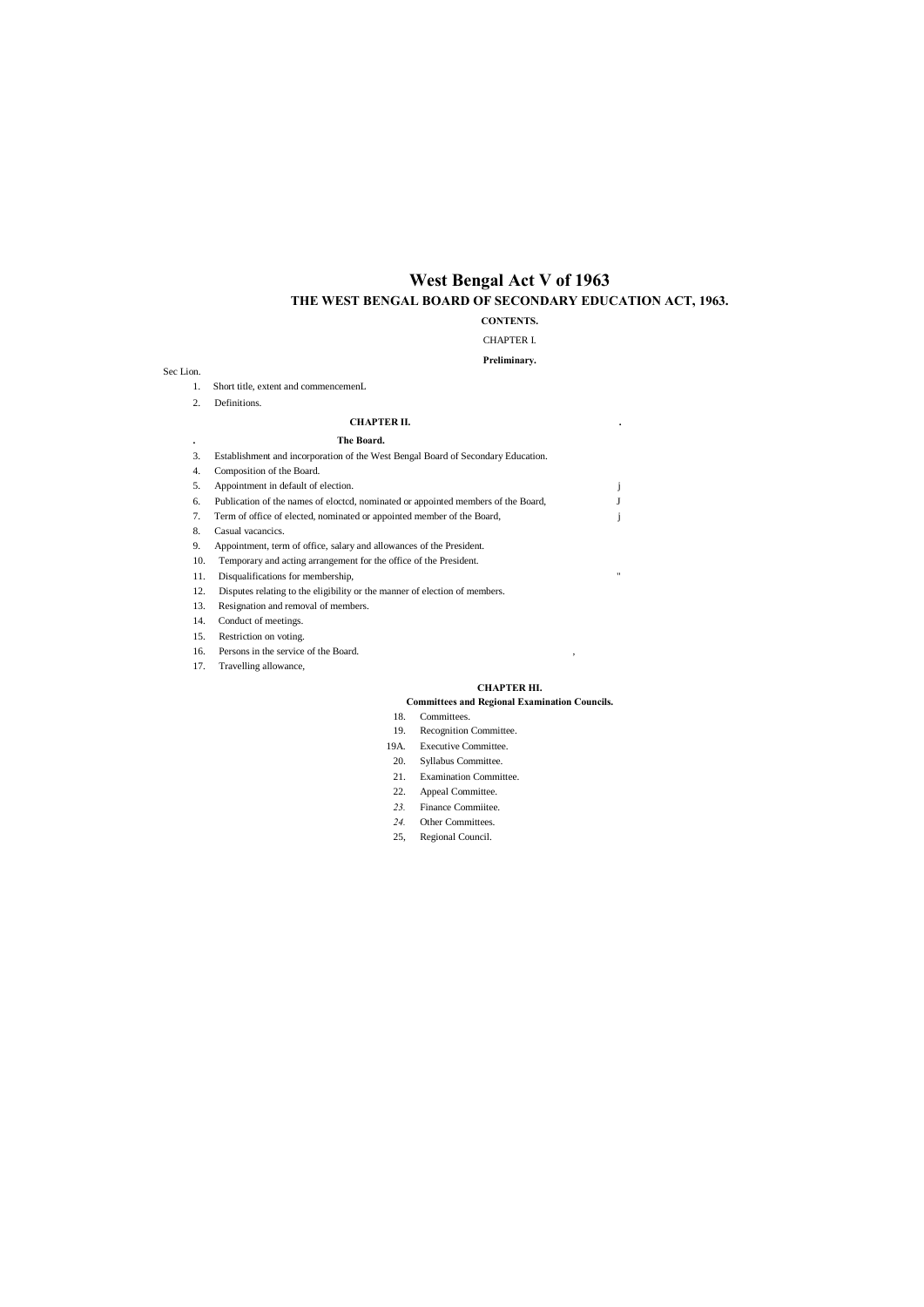# West Bengal Act V of 1963

## THE WEST BENGAL BOARD OF SECONDARY EDUCATION ACT, 1963.

**CONTENTS.**

CHAPTER I.

**Preliminary.**

Sec Lion.

1. Short title, extent and commencemenL
2. Definitions.

**CHAPTER II.**

**The Board.**

3. Establishment and incorporation of the West Bengal Board of Secondary Education.
4. Composition of the Board.
5. Appointment in default of election.
6. Publication of the names of eloctcd, nominated or appointed members of the Board,
7. Term of office of elected, nominated or appointed member of the Board,
8. Casual vacancics.
9. Appointment, term of office, salary and allowances of the President.
10. Temporary and acting arrangement for the office of the President.
11. Disqualifications for membership,
12. Disputes relating to the eligibility or the manner of election of members.
13. Resignation and removal of members.
14. Conduct of meetings.
15. Restriction on voting.
16. Persons in the service of the Board.
17. Travelling allowance,

**CHAPTER HI.**

**Committees and Regional Examination Councils.**

18. Committees.
19. Recognition Committee.

19A. Executive Committee.

20. Syllabus Committee.
21. Examination Committee.
22. Appeal Committee.
23. Finance Commiitee.
24. Other Committees.
25. Regional Council.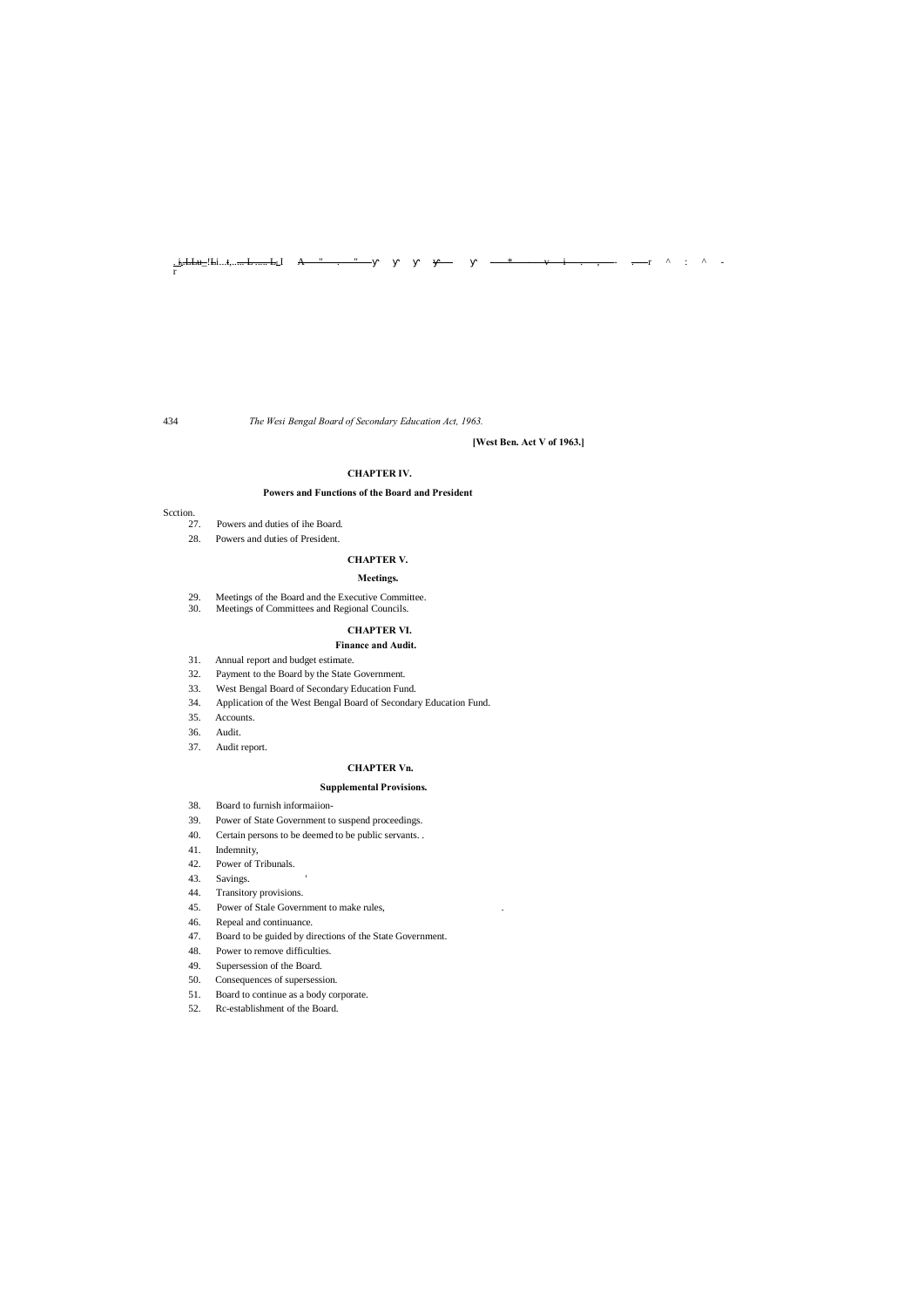[West Ben. Act V of 1963.]

## CHAPTER IV.

### Powers and Functions of the Board and President

Scction.

27. Powers and duties of ihe Board.
28. Powers and duties of President.

## CHAPTER V.

### Meetings.

29. Meetings of the Board and the Executive Committee.
30. Meetings of Committees and Regional Councils.

## CHAPTER VI.

### Finance and Audit.

31. Annual report and budget estimate.
32. Payment to the Board by the State Government.
33. West Bengal Board of Secondary Education Fund.
34. Application of the West Bengal Board of Secondary Education Fund.
35. Accounts.
36. Audit.
37. Audit report.

## CHAPTER Vn.

### Supplemental Provisions.

38. Board to furnish informaiion-
39. Power of State Government to suspend proceedings.
40. Certain persons to be deemed to be public servants. .
41. Indemnity,
42. Power of Tribunals.
43. Savings.
44. Transitory provisions.
45. Power of Stale Government to make rules,
46. Repeal and continuance.
47. Board to be guided by directions of the State Government.
48. Power to remove difficulties.
49. Supersession of the Board.
50. Consequences of supersession.
51. Board to continue as a body corporate.
52. Rc-establishment of the Board.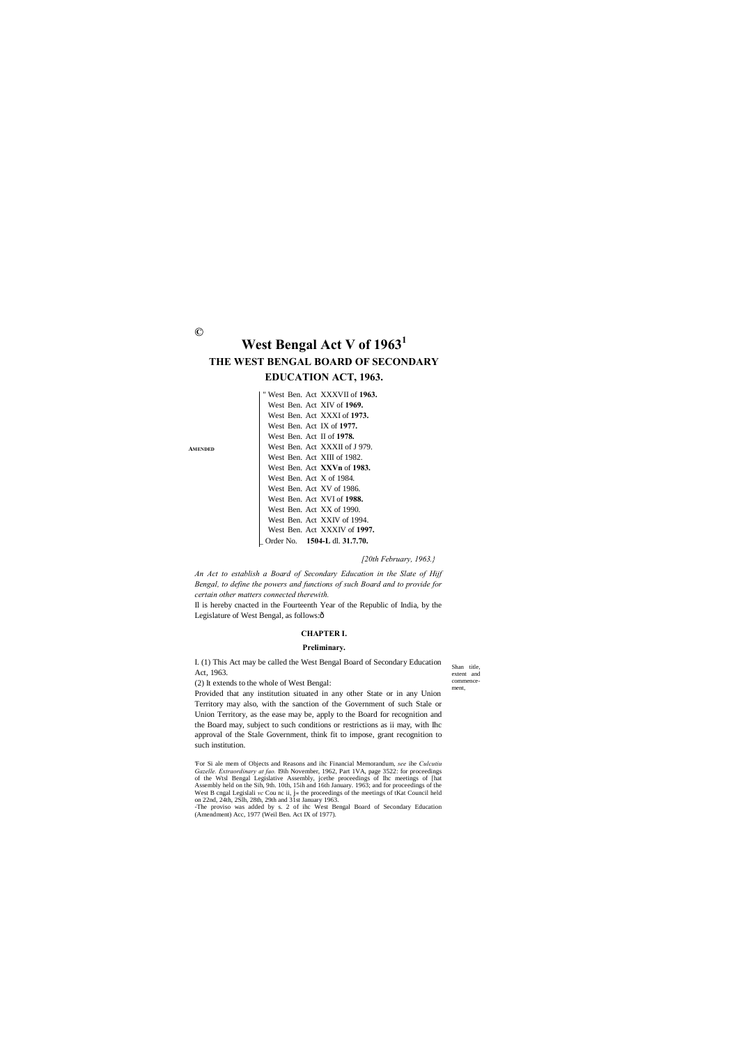©

# West Bengal Act V of 1963[1]

## THE WEST BENGAL BOARD OF SECONDARY EDUCATION ACT, 1963.

**AMENDED**

" West Ben. Act XXXVII of **1963.**
West Ben. Act XIV of **1969.**
West Ben. Act XXXI of **1973.**
West Ben. Act IX of **1977.**
West Ben. Act II of **1978.**
West Ben. Act XXXII of J 979.
West Ben. Act XIII of 1982.
West Ben. Act **XXVn** of **1983.**
West Ben. Act X of 1984.
West Ben. Act XV of 1986.
West Ben. Act XVI of **1988.**
West Ben. Act XX of 1990.
West Ben. Act XXIV of 1994.
West Ben. Act XXXIV of **1997.**
_ Order No. **1504-L** dl. **31.7.70.**

*[20th February, 1963.}*

*An Act to establish a Board of Secondary Education in the Slate of Hijf Bengal, to define the powers and functions of such Board and to provide for certain other matters connected therewith.*

Il is hereby cnacted in the Fourteenth Year of the Republic of India, by the Legislature of West Bengal, as follows:ô

### CHAPTER I.

#### Preliminary.

Shan title, extent and commence-ment,

I. (1) This Act may be called the West Bengal Board of Secondary Education Act, 1963.

(2) It extends to the whole of West Bengal:

Provided that any institution situated in any other State or in any Union Territory may also, with the sanction of the Government of such Stale or Union Territory, as the ease may be, apply to the Board for recognition and the Board may, subject to such conditions or restrictions as ii may, with Ihc approval of the Stale Government, think fit to impose, grant recognition to such institution.

'For Si ale mem of Objects and Reasons and ihc Financial Memorandum, *see* ihe *Culcutiu Gazelle. Extraordinary at fao.* I9ih November, 1962, Part 1VA, page 3522: for proceedings of the Wtsl Bengal Legislative Assembly, jcethe proceedings of Ihc meetings of [hat Assembly held on the Sih, 9th. 10th, 15ih and 16th January. 1963; and for proceedings of the West B cngal Legislali *vc* Cou nc ii, j« the proceedings of the meetings of tKat Council held on 22nd, 24th, 2Slh, 28th, 29th and 31st January 1963.

-The proviso was added by s. 2 of ihc West Bengal Board of Secondary Education (Amendment) Acc, 1977 (Weil Ben. Act IX of 1977).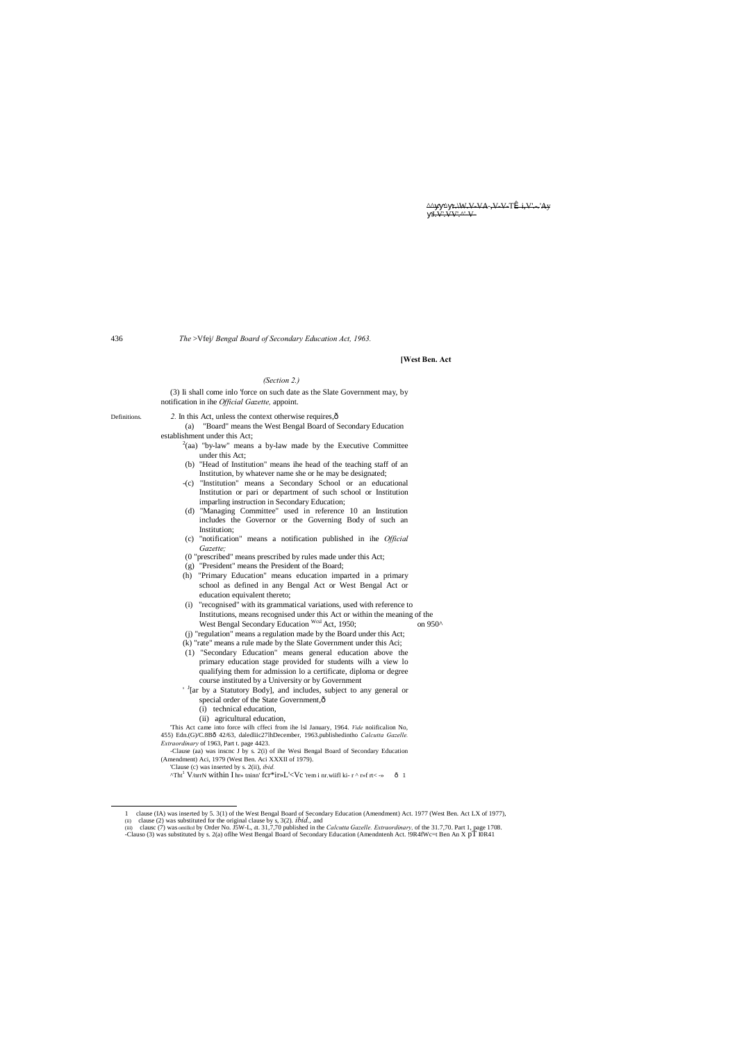*(Section 2.)*

(3) Ii shall come inlo 'force on such date as the Slate Government may, by notification in ihe *Official Gazette,* appoint.

Definitions. *2.* In this Act, unless the context otherwise requires,ð

(a) "Board" means the West Bengal Board of Secondary Education establishment under this Act;

[2](aa) "by-law" means a by-law made by the Executive Committee under this Act;

(b) "Head of Institution" means ihe head of the teaching staff of an Institution, by whatever name she or he may be designated;

-(c) "Institution" means a Secondary School or an educational Institution or pari or department of such school or Institution imparling instruction in Secondary Education;

(d) "Managing Committee" used in reference 10 an Institution includes the Governor or the Governing Body of such an Institution;

(c) "notification" means a notification published in ihe *Official Gazette;*

(0 "prescribed" means prescribed by rules made under this Act;

(g) "President" means the President of the Board;

(h) "Primary Education" means education imparted in a primary school as defined in any Bengal Act or West Bengal Act or education equivalent thereto;

(i) "recognised" with its grammatical variations, used with reference to Institutions, means recognised under this Act or within the meaning of the West Bengal Secondary Education [Wcsl] Act, 1950; on 950^

(j) "regulation" means a regulation made by the Board under this Act;

(k) "rate" means a rule made by the Slate Government under this Aci;

(1) "Secondary Education" means general education above the primary education stage provided for students wilh a view lo qualifying them for admission lo a certificate, diploma or degree course instituted by a University or by Government

' [3][ar by a Statutory Body], and includes, subject to any general or special order of the State Government,ð

(i) technical education,

(ii) agricultural education,

'This Act came into force wilh cffeci from ihe lsl January, 1964. *Vide* noiificalion No, 455) Edn.(G)/C.8Bð 42/63, daledliic27lhDecember, 1963.publishedintho *Calcutta Gazelle. Extraordinary* of 1963, Part t. page 4423.

-Clause (aa) was inscnc J by s. 2(i) of ihe Wesi Bengal Board of Secondary Education (Amendment) Aci, 1979 (West Ben. Aci XXXII of 1979).

'Clause (c) was inserted by s. 2(ii), *ibid.*

^Tht[1] V/nrrN within I hr» tninn' fcr*ir»L'<Vc 'rem i nr.wiifl ki- r ^ r»f rt< -» ð 1

1 clause (IA) was inserted by 5. 3(1) of the West Bengal Board of Secondary Education (Amendment) Act. 1977 (West Ben. Act LX of 1977),

(ii) clause (2) was substituted for the original clause by s, 3(2). *ibid.*, and

(iii) clausc (7) was omilcd by Order No. J5W-L, dt. 31,7,70 published in the *Calcutta Gazelle. Extraordinary,* of the 31.7,70. Part 1, page 1708.

-Clauso (3) was substituted by s. 2(a) oflhe West Bengal Board of Secondary Education (Amendntenh Act. !9R4fWc=t Ben An X pT I0R41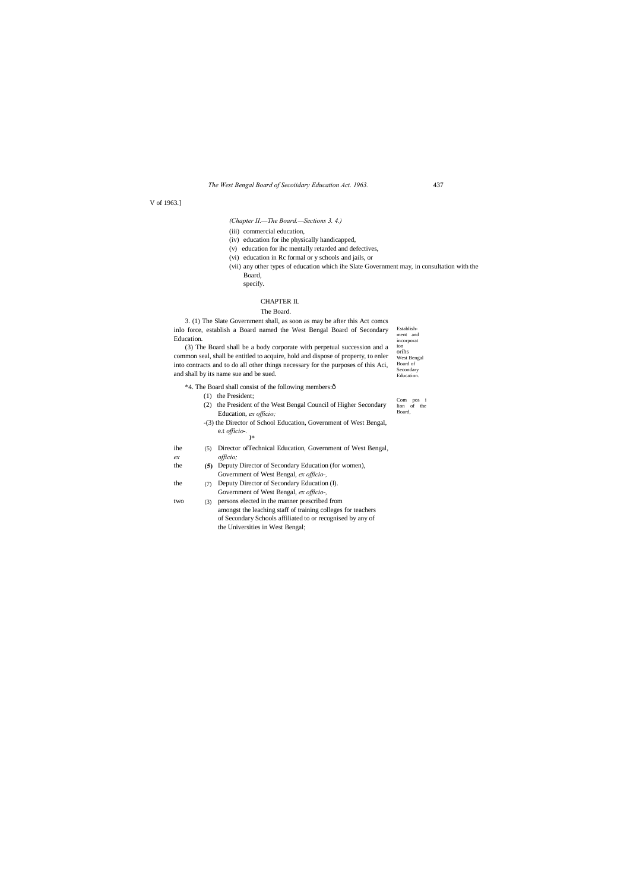V of 1963.]

*(Chapter II.—The Board.—Sections 3. 4.)*

(iii) commercial education,

(iv) education for ihe physically handicapped,

(v) education for ihc mentally retarded and defectives,

(vi) education in Rc formal or y schools and jails, or

(vii) any other types of education which ihe Slate Government may, in consultation with the Board, specify.

## CHAPTER II.

### The Board.

Establishment and incorporat ion orihs West Bengal Board of Secondary Education.

3. (1) The Slate Government shall, as soon as may be after this Act comcs inlo force, establish a Board named the West Bengal Board of Secondary Education.

(3) The Board shall be a body corporate with perpetual succession and a common seal, shall be entitled to acquire, hold and dispose of property, to enler into contracts and to do all other things necessary for the purposes of this Aci, and shall by its name sue and be sued.

Com pos i lion of the Board,

*4. The Board shall consist of the following members:ð

(1) the President;

(2) the President of the West Bengal Council of Higher Secondary Education, *ex officio;*

-(3) the Director of School Education, Government of West Bengal, e.t *officio-.*

J*

ihe (5) Director ofTechnical Education, Government of West Bengal, *ex officio;*

the **(5)** Deputy Director of Secondary Education (for women), Government of West Bengal, *ex officio-.*

the (7) Deputy Director of Secondary Education (I). Government of West Bengal, *ex officio-.*

two (3) persons elected in the manner prescribed from amongst the leaching staff of training colleges for teachers of Secondary Schools affiliated to or recognised by any of the Universities in West Bengal;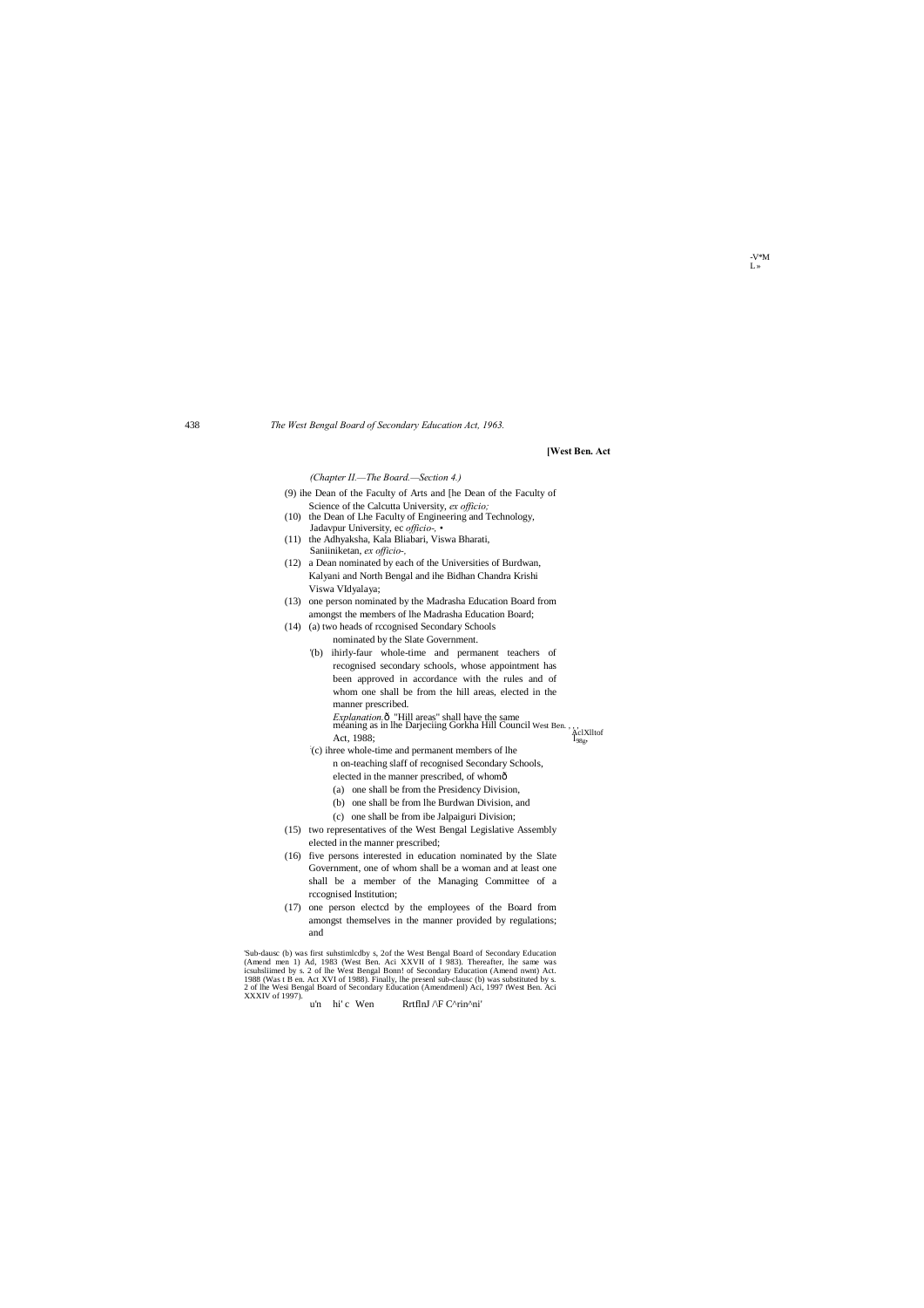**[West Ben. Act**

*(Chapter II.—The Board.—Section 4.)*

(9) ihe Dean of the Faculty of Arts and [he Dean of the Faculty of Science of the Calcutta University, *ex officio;*

(10) the Dean of Lhe Faculty of Engineering and Technology, Jadavpur University, ec *officio-,* •

(11) the Adhyaksha, Kala Bliabari, Viswa Bharati, Saniiniketan, *ex officio-,*

(12) a Dean nominated by each of the Universities of Burdwan, Kalyani and North Bengal and ihe Bidhan Chandra Krishi Viswa VIdyalaya;

(13) one person nominated by the Madrasha Education Board from amongst the members of lhe Madrasha Education Board;

(14) (a) two heads of rccognised Secondary Schools nominated by the Slate Government.

'(b) ihirly-faur whole-time and permanent teachers of recognised secondary schools, whose appointment has been approved in accordance with the rules and of whom one shall be from the hill areas, elected in the manner prescribed.

*Explanation.*ô "Hill areas" shall have the same meaning as in lhe Darjeciing Gorkha Hill Council Act, 1988;

West Ben. AclXlltof 1988.

'(c) ihree whole-time and permanent members of lhe n on-teaching slaff of recognised Secondary Schools, elected in the manner prescribed, of whomô

(a) one shall be from the Presidency Division,

(b) one shall be from lhe Burdwan Division, and

(c) one shall be from ibe Jalpaiguri Division;

(15) two representatives of the West Bengal Legislative Assembly elected in the manner prescribed;

(16) five persons interested in education nominated by the Slate Government, one of whom shall be a woman and at least one shall be a member of the Managing Committee of a rccognised Institution;

(17) one person electcd by the employees of the Board from amongst themselves in the manner provided by regulations; and

'Sub-dausc (b) was first suhstimlcdby s, 2of the West Bengal Board of Secondary Education (Amend men 1) Ad, 1983 (West Ben. Aci XXVII of I 983). Thereafter, lhe same was icsuhsliimed by s. 2 of lhe West Bengal Bonn! of Secondary Education (Amend nwnt) Act. 1988 (Was t B en. Act XVI of 1988). Finally, lhe presenl sub-clausc (b) was substituted by s. 2 of lhe Wesi Bengal Board of Secondary Education (Amendmenl) Aci, 1997 (West Ben. Aci XXXIV of 1997).

u'n hi' c Wen RrtflnJ /\F C^rin^ni'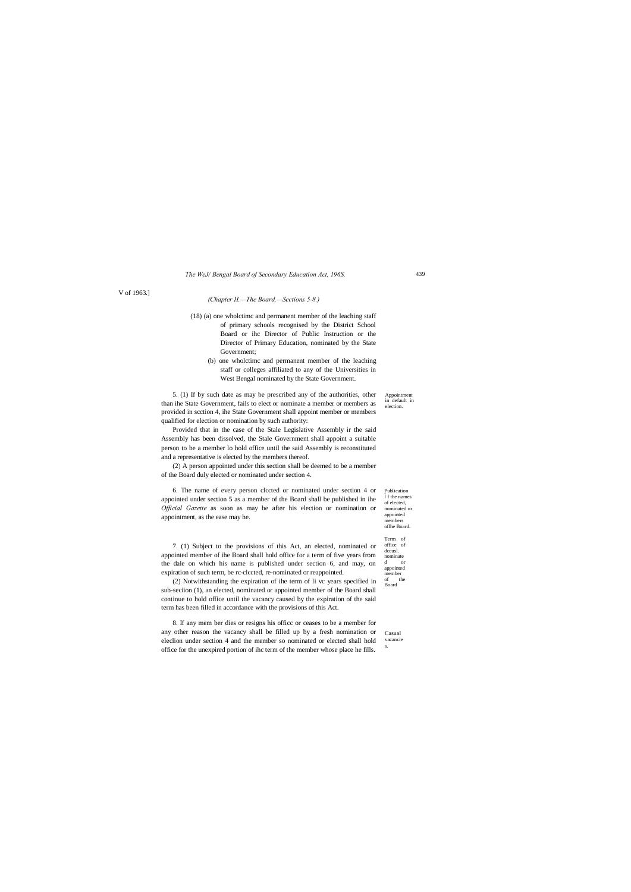V of 1963.]

*(Chapter II.—The Board.—Sections 5-8.)*

(18) (a) one wholctimc and permanent member of the leaching staff of primary schools recognised by the District School Board or ihc Director of Public Instruction or the Director of Primary Education, nominated by the State Government;

(b) one wholctimc and permanent member of the leaching staff or colleges affiliated to any of the Universities in West Bengal nominated by the State Government.

Appointment in default in election.

5. (1) If by such date as may be prescribed any of the authorities, other than ihe State Government, fails to elect or nominate a member or members as provided in scction 4, ihe State Government shall appoint member or members qualified for election or nomination by such authority:

Provided that in the case of the Stale Legislative Assembly ir the said Assembly has been dissolved, the Stale Government shall appoint a suitable person to be a member lo hold office until the said Assembly is reconstituted and a representative is elected by the members thereof.

(2) A person appointed under this section shall be deemed to be a member of the Board duly elected or nominated under section 4.

Publication Î f the names of elected, nominated or appointed members oflhe Board.

6. The name of every person clccted or nominated under section 4 or appointed under section 5 as a member of the Board shall be published in ihe *Official Gazette* as soon as may be after his election or nomination or appointment, as the ease may he.

Term of office of dccusl. nominated or appointed member of the Board

7. (1) Subject to the provisions of this Act, an elected, nominated or appointed member of ihe Board shall hold office for a term of five years from the dale on which his name is published under section 6, and may, on expiration of such term, be rc-clccted, re-nominated or reappointed.

(2) Notwithstanding the expiration of ihe term of li vc years specified in sub-seciion (1), an elected, nominated or appointed member of the Board shall continue to hold office until the vacancy caused by the expiration of the said term has been filled in accordance with the provisions of this Act.

Casual vacancies.

8. If any mem ber dies or resigns his officc or ceases to be a member for any other reason the vacancy shall be filled up by a fresh nomination or eleclion under section 4 and the member so nominated or elected shall hold office for the unexpired portion of ihc term of the member whose place he fills.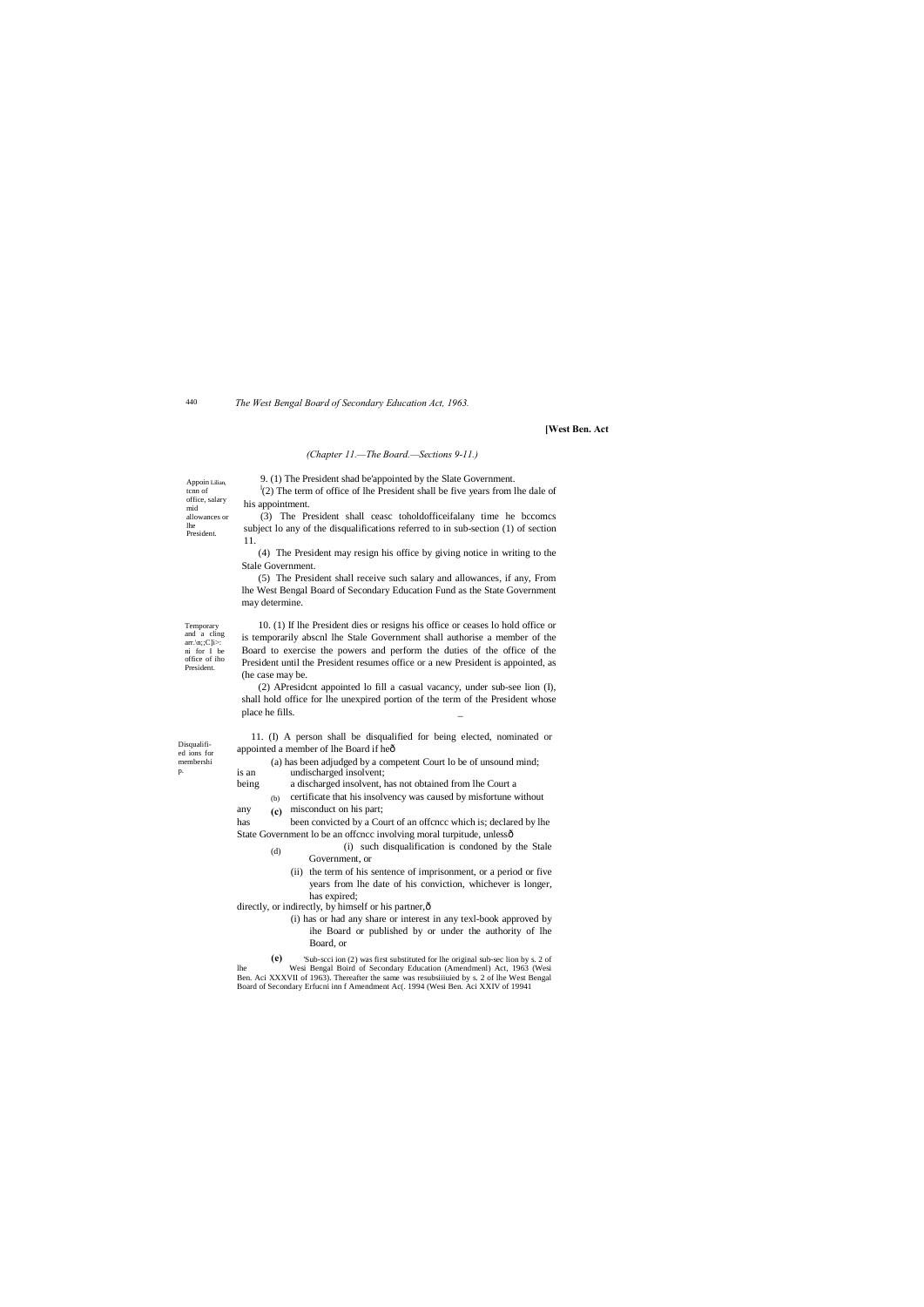[West Ben. Act

*(Chapter 11.—The Board.—Sections 9-11.)*

Appoin Lilian, tcnn of office, salary mid allowances or lhe President.

9. (1) The President shad be'appointed by the Slate Government.

[1](2) The term of office of lhe President shall be five years from lhe dale of his appointment.

(3) The President shall ceasc toholdofficeifalany time he bccomcs subject lo any of the disqualifications referred to in sub-section (1) of section 11.

(4) The President may resign his office by giving notice in writing to the Stale Government.

(5) The President shall receive such salary and allowances, if any, From lhe West Bengal Board of Secondary Education Fund as the State Government may determine.

Temporary and a cling arr.\n;;C]i>: ni for I be office of iho President.

10. (1) If lhe President dies or resigns his office or ceases lo hold office or is temporarily abscnl lhe Stale Government shall authorise a member of the Board to exercise the powers and perform the duties of the office of the President until the President resumes office or a new President is appointed, as (he case may be.

(2) APresidcnt appointed lo fill a casual vacancy, under sub-see lion (I), shall hold office for lhe unexpired portion of the term of the President whose place he fills.

Disqualified ions for membership.

11. (I) A person shall be disqualified for being elected, nominated or appointed a member of lhe Board if heô

(a) has been adjudged by a competent Court lo be of unsound mind;

(b) is an undischarged insolvent;

(c) being a discharged insolvent, has not obtained from lhe Court a certificate that his insolvency was caused by misfortune without any misconduct on his part;

(d) has been convicted by a Court of an offcncc which is; declared by lhe State Government lo be an offcncc involving moral turpitude, unlessô

(i) such disqualification is condoned by the Stale Government, or

(ii) the term of his sentence of imprisonment, or a period or five years from lhe date of his conviction, whichever is longer, has expired;

(e) directly, or indirectly, by himself or his partner,ô

(i) has or had any share or interest in any texl-book approved by ihe Board or published by or under the authority of lhe Board, or

[1]Sub-scci ion (2) was first substituted for lhe original sub-sec lion by s. 2 of lhe Wesi Bengal Boird of Secondary Education (Amendmenl) Act, 1963 (Wesi Ben. Aci XXXVII of 1963). Thereafter the same was resubsiiiuied by s. 2 of lhe West Bengal Board of Secondary Erfucni inn f Amendment Ac(. 1994 (Wesi Ben. Aci XXIV of 19941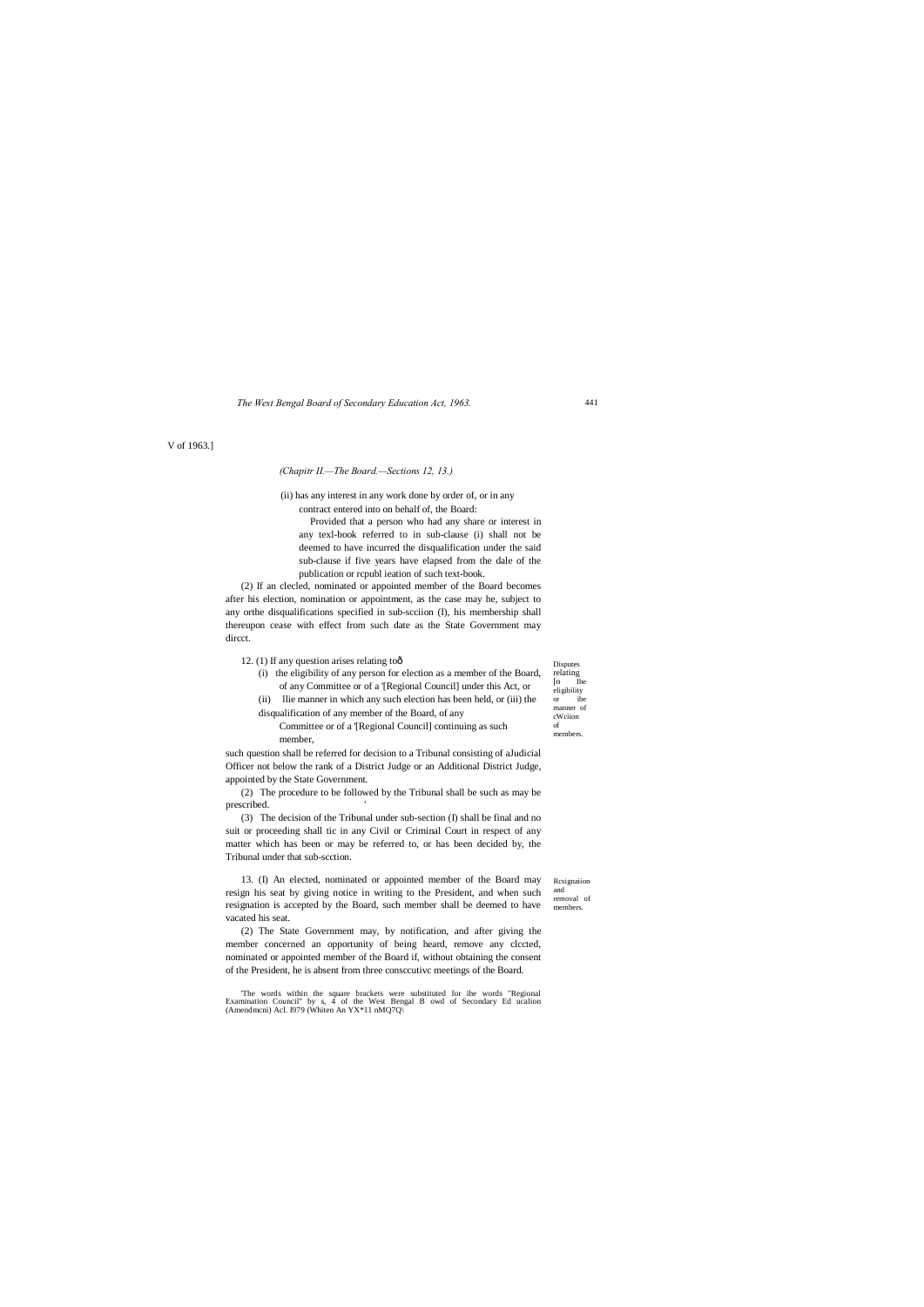V of 1963.]

*(Chapitr II.—The Board.—Sections 12, 13.)*

(ii) has any interest in any work done by order of, or in any contract entered into on behalf of, the Board:

Provided that a person who had any share or interest in any texl-book referred to in sub-clause (i) shall not be deemed to have incurred the disqualification under the said sub-clause if five years have elapsed from the dale of the publication or rcpubl ieation of such text-book.

(2) If an clecled, nominated or appointed member of the Board becomes after his election, nomination or appointment, as the case may he, subject to any orthe disqualifications specified in sub-scciion (I), his membership shall thereupon cease with effect from such date as the State Government may dircct.

Disputes relating [o Ihe eligibility or ibe manner of cWciion of members.

12. (1) If any question arises relating toð

(i) the eligibility of any person for election as a member of the Board, of any Committee or of a '[Regional Council] under this Act, or

(ii) Ilie manner in which any such election has been held, or (iii) the disqualification of any member of the Board, of any Committee or of a '[Regional Council] continuing as such member,

such question shall be referred for decision to a Tribunal consisting of aJudicial Officer not below the rank of a District Judge or an Additional District Judge, appointed by the State Government.

(2) The procedure to be followed by the Tribunal shall be such as may be prescribed.

(3) The decision of the Tribunal under sub-section (I) shall be final and no suit or proceeding shall tic in any Civil or Criminal Court in respect of any matter which has been or may be referred to, or has been decided by, the Tribunal under that sub-scction.

Rcsignaiion and removal of members.

13. (I) An elected, nominated or appointed member of the Board may resign his seat by giving notice in writing to the President, and when such resignation is accepted by the Board, such member shall be deemed to have vacated his seat.

(2) The State Government may, by notification, and after giving the member concerned an opportunity of being heard, remove any clccted, nominated or appointed member of the Board if, without obtaining the consent of the President, he is absent from three consccutivc meetings of the Board.

'The words within the square brackets were substituted for ihe words "Regional Examination Council" by s, 4 of the West Bengal B owd of Secondary Ed ucalion (Amendmcni) Acl. I979 (Whiten An YX*11 nMQ7Q\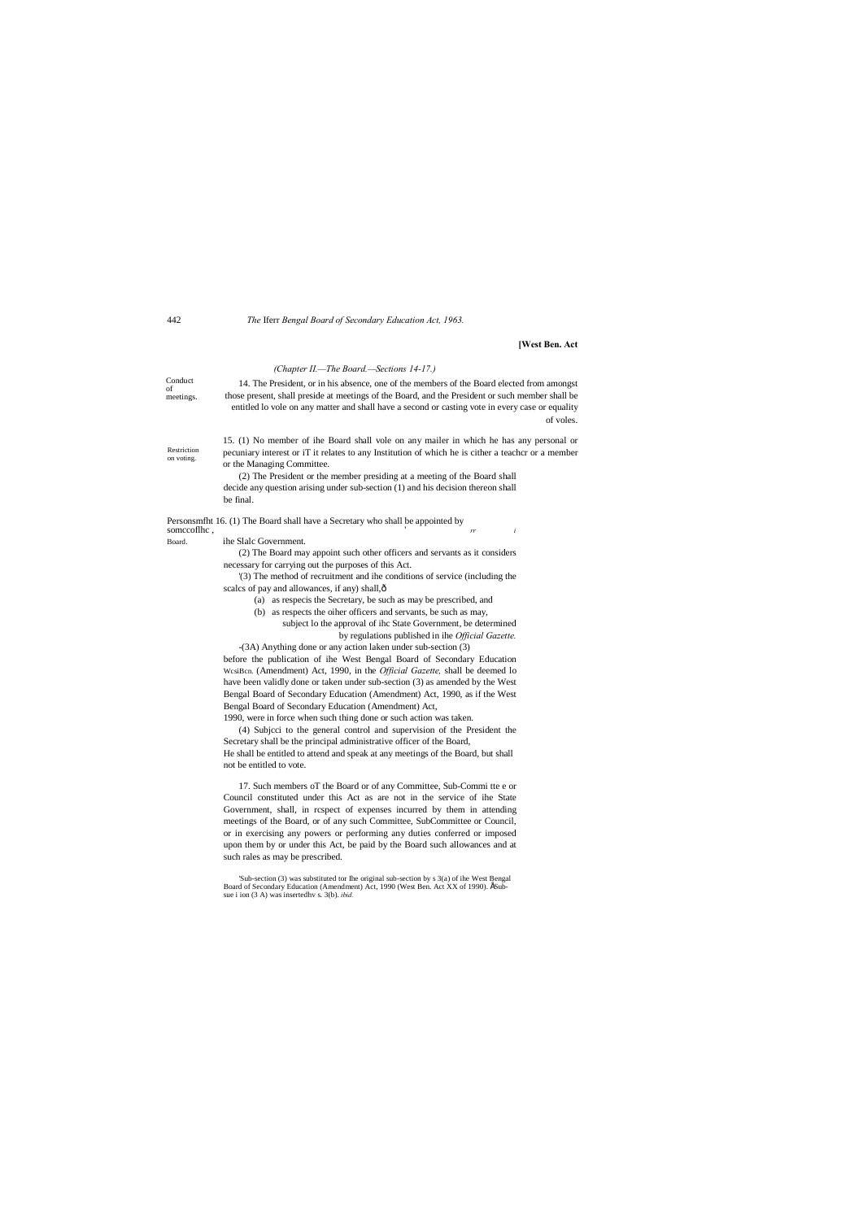*(Chapter II.—The Board.—Sections 14-17.)*

Conduct of meetings.

14. The President, or in his absence, one of the members of the Board elected from amongst those present, shall preside at meetings of the Board, and the President or such member shall be entitled lo vole on any matter and shall have a second or casting vote in every case or equality of voles.

Restriction on voting.

15. (1) No member of ihe Board shall vole on any mailer in which he has any personal or pecuniary interest or iT it relates to any Institution of which he is cither a teachcr or a member or the Managing Committee.

(2) The President or the member presiding at a meeting of the Board shall decide any question arising under sub-section (1) and his decision thereon shall be final.

Personsmfht somccoflhc, Board.

16. (1) The Board shall have a Secretary who shall be appointed by ihe Slalc Government.

(2) The Board may appoint such other officers and servants as it considers necessary for carrying out the purposes of this Act.

[1](3) The method of recruitment and ihe conditions of service (including the scalcs of pay and allowances, if any) shall,—

(a) as respecis the Secretary, be such as may be prescribed, and

(b) as respects the oiher officers and servants, be such as may,

subject lo the approval of ihc State Government, be determined by regulations published in ihe *Official Gazette.*

[2](3A) Anything done or any action laken under sub-section (3) before the publication of ihe West Bengal Board of Secondary Education WcsiBcn. (Amendment) Act, 1990, in the *Official Gazette,* shall be deemed lo have been validly done or taken under sub-section (3) as amended by the West Bengal Board of Secondary Education (Amendment) Act, 1990, as if the West Bengal Board of Secondary Education (Amendment) Act, 1990, were in force when such thing done or such action was taken.

(4) Subjcci to the general control and supervision of the President the Secretary shall be the principal administrative officer of the Board, He shall be entitled to attend and speak at any meetings of the Board, but shall not be entitled to vote.

17. Such members oT the Board or of any Committee, Sub-Commi tte e or Council constituted under this Act as are not in the service of ihe State Government, shall, in rcspect of expenses incurred by them in attending meetings of the Board, or of any such Committee, SubCommittee or Council, or in exercising any powers or performing any duties conferred or imposed upon them by or under this Act, be paid by the Board such allowances and at such rales as may be prescribed.

[1]Sub-section (3) was substituted tor Ihe original sub-section by s 3(a) of ihe West Bengal Board of Secondary Education (Amendment) Act, 1990 (West Ben. Act XX of 1990). [2]Sub-section (3 A) was inserted by s. 3(b). *ibid.*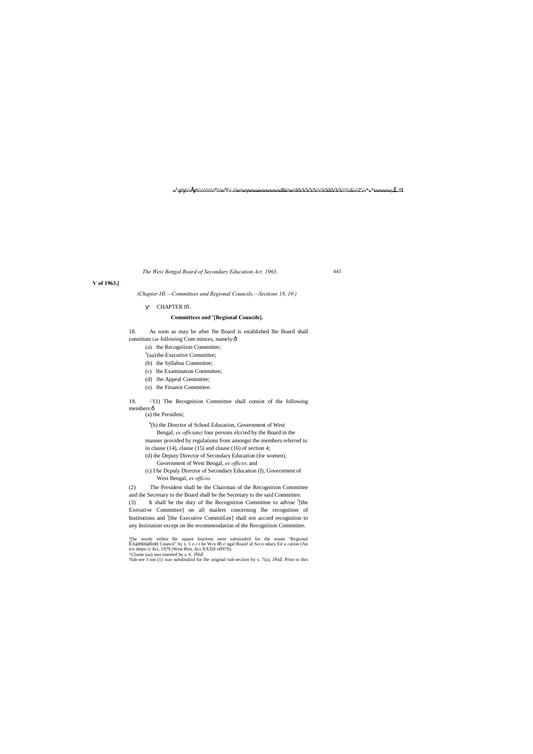V of 1963.]

*(Chapter III.—Committees and Regional Councils,—Sections 18, 19.)*

CHAPTER ffl.

**Committees and '[Regional Councils].**

18. As soon as may be after lhe Board is established lhe Board shall constitute Lhe following Com minces, namely:ð

(a) the Recognition Committee;

[5](aa) the Executive Committee;

(b) ihe Syllabus Committee;

(c) lhe Examination Committee;

(d) lhe Appeal Committee;

(e) the Finance Committee.

19. -"(1) The Recognition Committee shall consist of the following members:ð

(a) the Presideni;

[4](b) the Director of School Education, Government of West Bengal, *ex officiate)* four persons elccied by the Board in the manner provided by regulations from amongst the members referred to in clause (14), clause (15) and clause (16) of section 4;

(d) the Deputy Director of Secondary Education (for women), Government of West Bengal, *ex officio*; and

(c) I he Dcpuly Director of Secondary Education (I), Government of West Bengal, *ex officio.*

(2) The President shall be the Chairman of the Recognition Committee and the Secretary to the Board shall be the Secretary to the said Committee.

(3) It shall be the duty of lhe Recognition Committee to advise [5][the Executive Committee] on all mailers concerning lhe recognition of Institutions and [1][the Executive CommitLee] shall not accord recognition to any Institution except on the recommendation of the Recognition Committee.

---

'The words within lhe square brackets were subsiiiufeil for the wonts "Regional Examination Council" by s. 5 o r t he Wcs IB e ngal Board of Scco ndary Ed u cation (An icn dmen i) Act, 1979 (Wesi Ben, Act XXXII ofl979).

^Clause (aa) was inserted by s. 6. *ibid.*

'Sub-see I ion (1) was subslitultid for lhe original sub-seciion by s. 7(a), *ibid,* Prior to this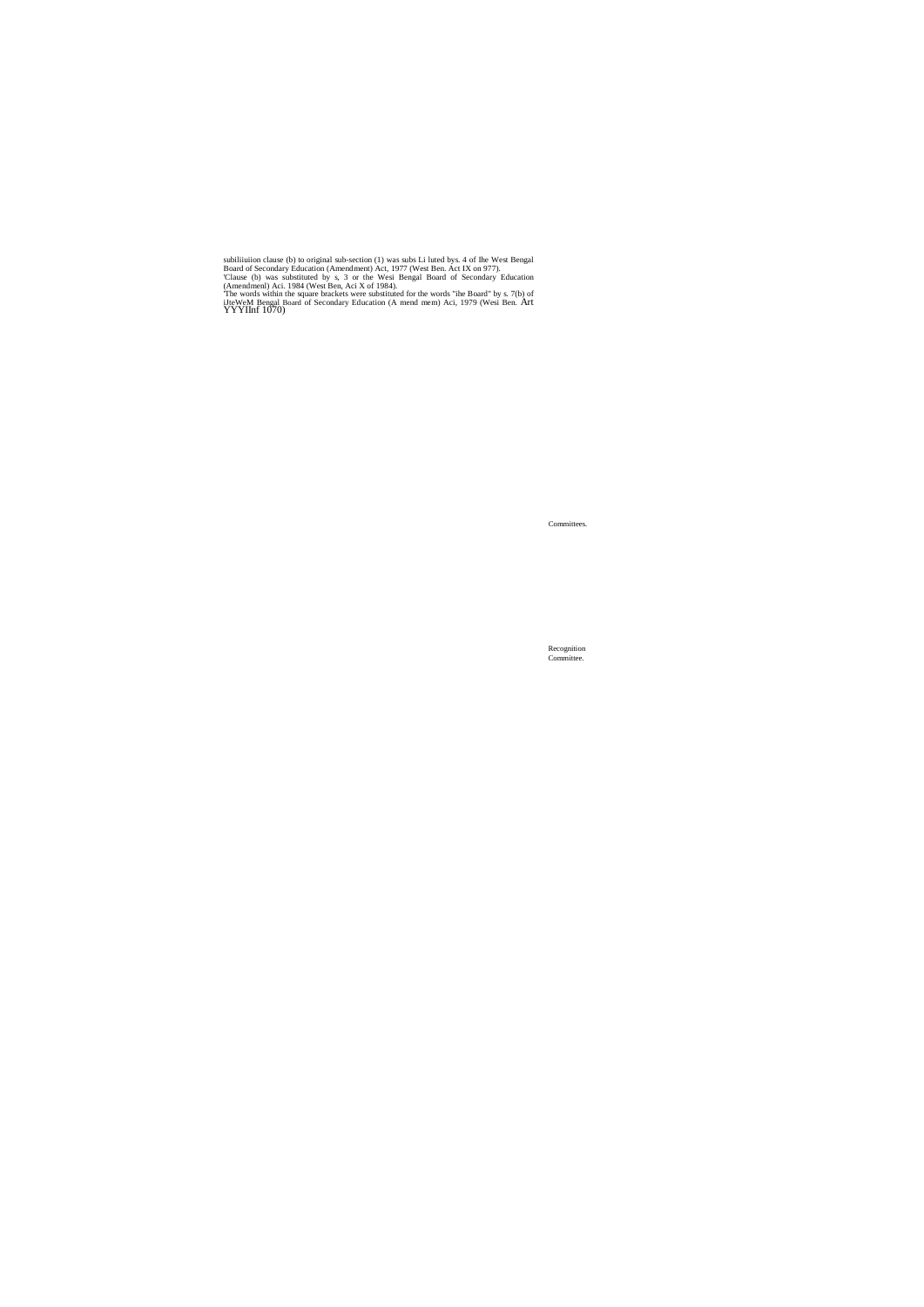subiliiuiion clause (b) to original sub-section (1) was subs Li luted bys. 4 of Ihe West Bengal Board of Secondary Education (Amendment) Act, 1977 (West Ben. Act IX on 977).

'Clause (b) was substituted by s, 3 or the Wesi Bengal Board of Secondary Education (Amendmenl) Aci. 1984 (West Ben, Aci X of 1984).

'The words within the square brackets were substituted for the words "ihe Board" by s. 7(b) of iJteWeM Bengal Board of Secondary Education (A mend mem) Aci, 1979 (Wesi Ben. Art YYYIlnf 1070)

Committees.

Recognition Committee.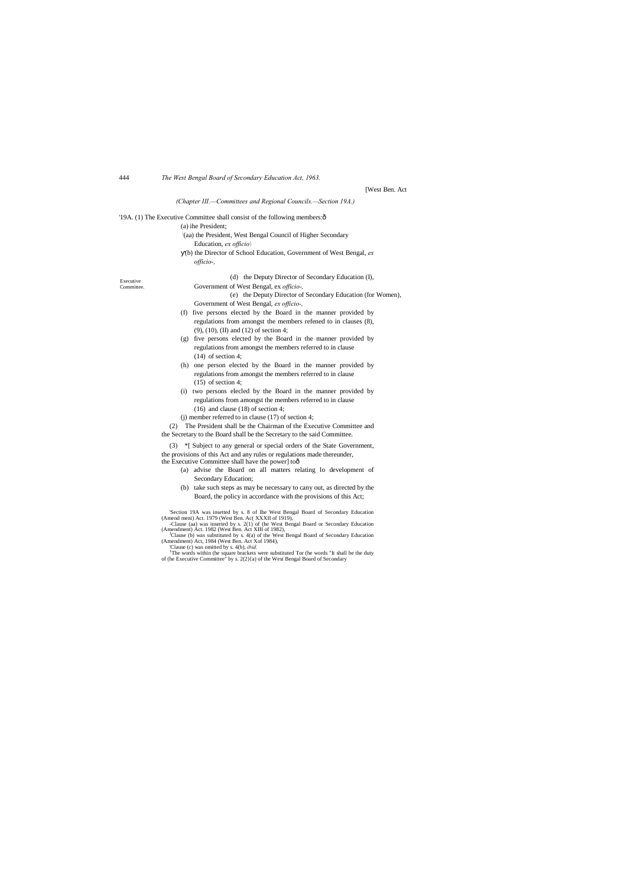*(Chapter III.—Committees and Regional Councils.—Section 19A.)*

Executive Committee.

'19A. (1) The Executive Committee shall consist of the following members:ð

(a) ihe President;

[2](aa) the President, West Bengal Council of Higher Secondary Education, *ex officio\*

ÿ(b) the Director of School Education, Government of West Bengal, *ex officio-,*

(d) the Deputy Director of Secondary Education (I), Government of West Bengal, ex *officio-,*

(e) the Deputy Director of Secondary Education (for Women), Government of West Bengal, *ex officio-,*

(f) five persons elected by the Board in the manner provided by regulations from amongst the members refened to in clauses (8), (9), (10), (II) and (12) of section 4;

(g) five persons elected by the Board in the manner provided by regulations from amongst the members referred to in clause (14) of section 4;

(h) one person elected by the Board in the manner provided by regulations from amongst the members referred to in clause (15) of section 4;

(i) two persons elecled by the Board in the manner provided by regulations from amongst the members referred to in clause (16) and clause (18) of section 4;

(j) member referred to in clause (17) of section 4;

(2) The President shall be the Chairman of the Executive Committee and the Secretary to the Board shall be the Secretary to the said Committee.

(3) *[ Subject to any general or special orders of the State Government, the provisions of this Act and any rules or regulations made thereunder, the Executive Committee shall have the power] toð

(a) advise the Board on all matters relating lo development of Secondary Education;

(b) take such steps as may be necessary to cany out, as directed by the Board, the policy in accordance with the provisions of this Act;

'Section 19A was insetted by s. 8 of Ihe West Bengal Board of Secondary Education (Amend meni) Act. 1979 (West Ben. Ac( XXXII of 1919),

-Clause (aa) was inserted by s. 2(1) of (he West Bengal Board or Secondary Education (Amendment) Act. 1982 (West Ben. Act XIII of 1982),

[J]Clause (b) was substituted by s. 4(a) of the West Bengal Board of Secondary Education (Amendment) Act, 1984 (West Ben. Act Xof 1984),

'Clause (c) was omitted by s. 4(b), *ibid.*

[5]The words within (he square brackets were substituted Tor (he words "It shall be the duty of (he Executive Committee" by s. 2(2){a) of the West Bengal Board of Secondary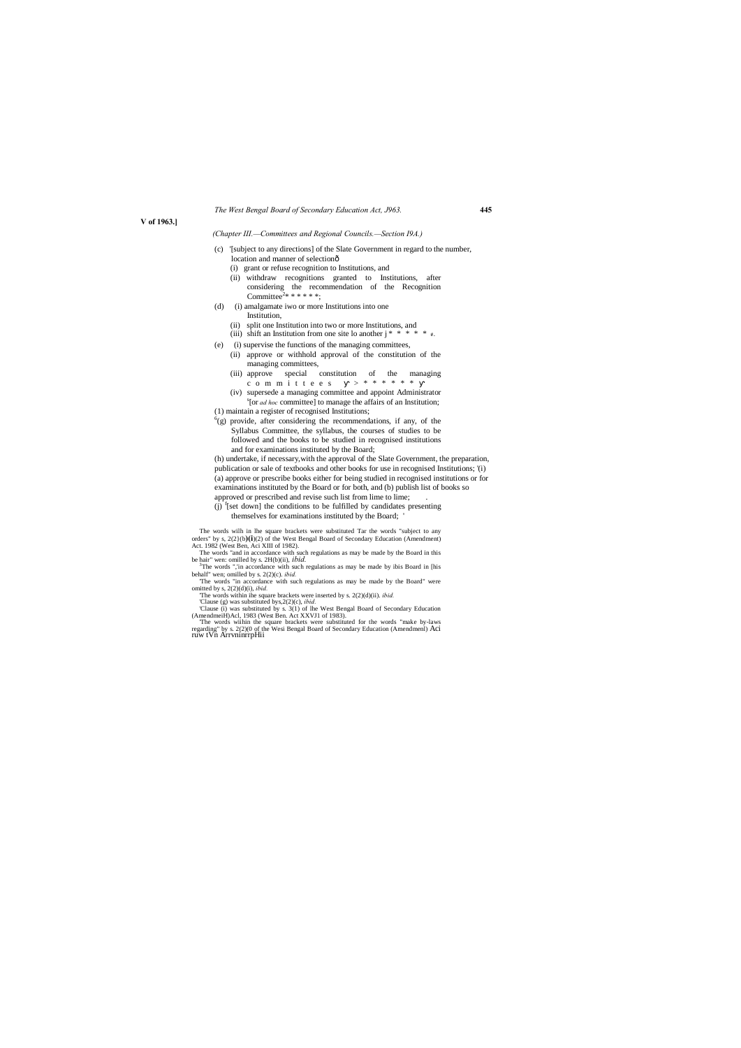V of 1963.]

*(Chapter III.—Committees and Regional Councils.—Section I9A.)*

(c) '[subject to any directions] of the Slate Government in regard to the number, location and manner of selectionô

(i) grant or refuse recognition to Institutions, and

(ii) withdraw recognitions granted to Institutions, after considering the recommendation of the Recognition Committee[2]* * * * * *;

(d) (i) amalgamate iwo or more Institutions into one Institution,

(ii) split one Institution into two or more Institutions, and

(iii) shift an Institution from one site lo another j * * * * * #.

(e) (i) supervise the functions of the managing committees,

(ii) approve or withhold approval of the constitution of the managing committees,

(iii) approve special constitution of the managing c o m m i t t e e s > * * * * * * *

(iv) supersede a managing committee and appoint Administrator [5][or *ad hoc* committee] to manage the affairs of an Institution;

(1) maintain a register of recognised Institutions;

[6](g) provide, after considering the recommendations, if any, of the Syllabus Committee, the syllabus, the courses of studies to be followed and the books to be studied in recognised institutions and for examinations instituted by the Board;

(h) undertake, if necessary,with the approval of the Slate Government, the preparation, publication or sale of textbooks and other books for use in recognised Institutions; '(i) (a) approve or prescribe books either for being studied in recognised institutions or for examinations instituted by the Board or for both, and (b) publish list of books so approved or prescribed and revise such list from lime to lime; .

(j) [I][set down] the conditions to be fulfilled by candidates presenting themselves for examinations instituted by the Board; '

The words wilh in lhe square brackets were substituted Tar the words "subject to any orders" by s, 2(2)(b)(i)(2) of the West Bengal Board of Secondary Education (Amendment) Act. 1982 (West Ben, Aci XIII of 1982).

The words "and in accordance with such regulations as may be made by the Board in this be hair" wen: omilled by s. 2H(b)(ii), *ibid.*

[3]The words ",'in accordance with such regulations as may be made by ibis Board in [his behalf" wen; omilled by s. 2(2)(c). *ibid.*

'The words "in accordance with such regulations as may be made by the Board" were omitted by s, 2(2)(d)(i), *ibid.*

'The words within ihe square brackets were inserted by s. 2(2)(d)(ii). *ibid.*

'Clause (g) was substituted bys,2(2)(c), *ibid*.

'Clause (i) was substituted by s. 3(1) of lhe West Bengal Board of Secondary Education (AmendmeiH)Acl, 1983 (West Ben. Act XXVJ1 of 1983).

'The words wiihin the square brackets were substituted for the words "make by-laws regarding" by s. 2(2)(0 of the Wesi Bengal Board of Secondary Education (Amendmenl) Aci ruw tVn ArrvninrrpHii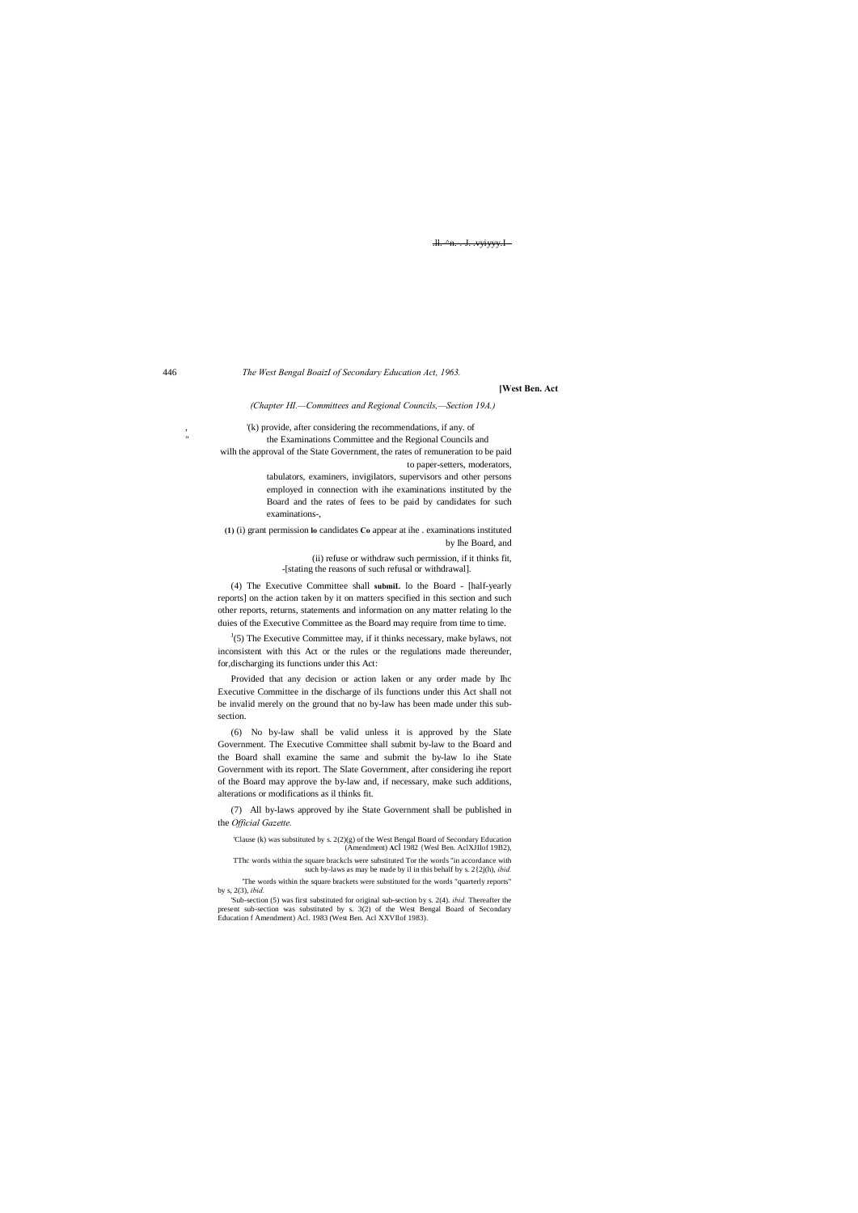*(Chapter HI.—Committees and Regional Councils,—Section 19A.)*

[1](k) provide, after considering the recommendations, if any. of the Examinations Committee and the Regional Councils and wilh the approval of the State Government, the rates of remuneration to be paid to paper-setters, moderators, tabulators, examiners, invigilators, supervisors and other persons employed in connection with ihe examinations instituted by the Board and the rates of fees to be paid by candidates for such examinations-,

**(1)** (i) grant permission **lo** candidates **Co** appear at ihe . examinations instituted by lhe Board, and

(ii) refuse or withdraw such permission, if it thinks fit, -[stating the reasons of such refusal or withdrawal].

(4) The Executive Committee shall **submiL** lo the Board - [half-yearly reports] on the action taken by it on matters specified in this section and such other reports, returns, statements and information on any matter relating lo the duies of the Executive Committee as the Board may require from time to time.

[J](5) The Executive Committee may, if it thinks necessary, make bylaws, not inconsistent with this Act or the rules or the regulations made thereunder, for,discharging its functions under this Act:

Provided that any decision or action laken or any order made by Ihc Executive Committee in the discharge of ils functions under this Act shall not be invalid merely on the ground that no by-law has been made under this sub-section.

(6) No by-law shall be valid unless it is approved by the Slate Government. The Executive Committee shall submit by-law to the Board and the Board shall examine the same and submit the by-law lo ihe State Government with its report. The Slate Government, after considering ihe report of the Board may approve the by-law and, if necessary, make such additions, alterations or modifications as il thinks fit.

(7) All by-laws approved by ihe State Government shall be published in the *Official Gazette.*

'Clause (k) was substituted by s. 2(2)(g) of the West Bengal Board of Secondary Education (Amendment) **Acl** 1982 {Wesl Ben. AclXJIIof 19B2),

TThc words within the square brackcls were substituted Tor the words "in accordance with such by-laws as may be made by il in this behalf by s. 2{2j(h), *ibid.*

'The words within the square brackets were substituted for the words "quarterly reports" by s, 2(3), *ibid.*

'Sub-section (5) was first substituted for original sub-section by s. 2(4). *ibid.* Thereafter the present sub-section was substituted by s. 3(2) of the West Bengal Board of Secondary Education f Amendment) Acl. 1983 (West Ben. Acl XXVIIof 1983).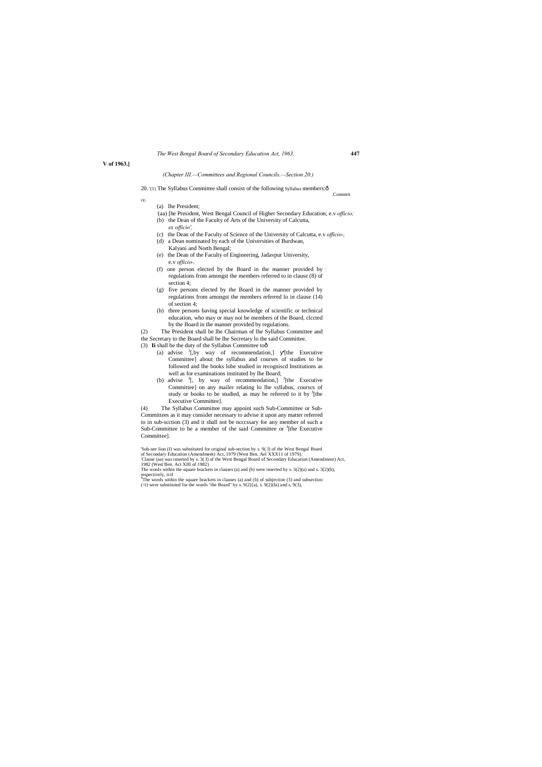*(Chapter III.—Committees and Regional Councils.—Section 20.)*

20. [1](1) The Syllabus Committee shall consist of the following members:—

Syllabus Committee.

- (a) lhe President;
- [2](aa) [he President, West Bengal Council of Higher Secondary Education, e.v *officio;*
- (b) the Dean of the Faculty of Arts of the University of Calcutta, *ex officio',*
- (c) the Dean of the Faculty of Science of the University of Calcutta, e.v *officio-,*
- (d) a Dean nominated by each of the Universities of Burdwan, Kalyani and North Bengal;
- (e) the Dean of the Faculty of Engineering, Jadavpur University, e.v *officio-,*
- (f) one person elected by the Board in the manner provided by regulations from amongst the members referred to in clause (8) of section 4;
- (g) five persons elected by the Board in the manner provided by regulations from amongst the members referred lo in clause (14) of section 4;
- (h) three persons having special knowledge of scientific or technical education, who may or may noi be members of the Board, clccted by the Board in the manner provided by regulations.

(2) The President shall be lhe Chairman of lhe Syllabus Committee and the Secretary to the Board shall be lhe Secretary lo the said Committee.

(3) **Ii** shall be the duty of the Syllabus Committee to—

- (a) advise [3][,by way of recommendation,] [4][the Executive Committee] about the syllabus and courses of studies to be followed and lhe books lobe studied in recogniscd Institutions as well as for examinations instituted by lhe Board;
- (b) advise [3][, by way of recommendation,] [4][the Executive Committee] on any mailer relating lo lhe syllabus, courscs of study or books to be studied, as may be referred to it by [4][the Executive Committee].

(4) The Syllabus Committee may appoint such Sub-Committee or Sub-Committees as it may consider necessary to advise it upon any matter referred to in sub-scction (3) and it shall not be ncccssary for any member of such a Sub-Committee to be a member of the said Committee or [4][the Executive Committee].

---

[1]Sub-see lion (I) was substituted for original sub-section by s. 9( I) of the West Bengal Board of Secondary Education (Amendment) Act, 1979 (West Ben. Ael XXX11 of 1979).

[2]Clause (aa) was inserted by s. 3( I) of the West Bengal Board of Secondary Education (Amendment) Act, 1982 (West Ben. Act XIII of 1982)

[3]The words within the square brackets in clauses (a) and (b) were inserted by s. 3(2)(a) and s. 3[2)(b), respectively, ii/d

[4]The words within the square brackets in clauses (a) and (b) of subjection (3) and subsection (<t) were substituted for the words "the Board" by s. 9(2)(a), s. 9(2)(fa) and s, 9(3),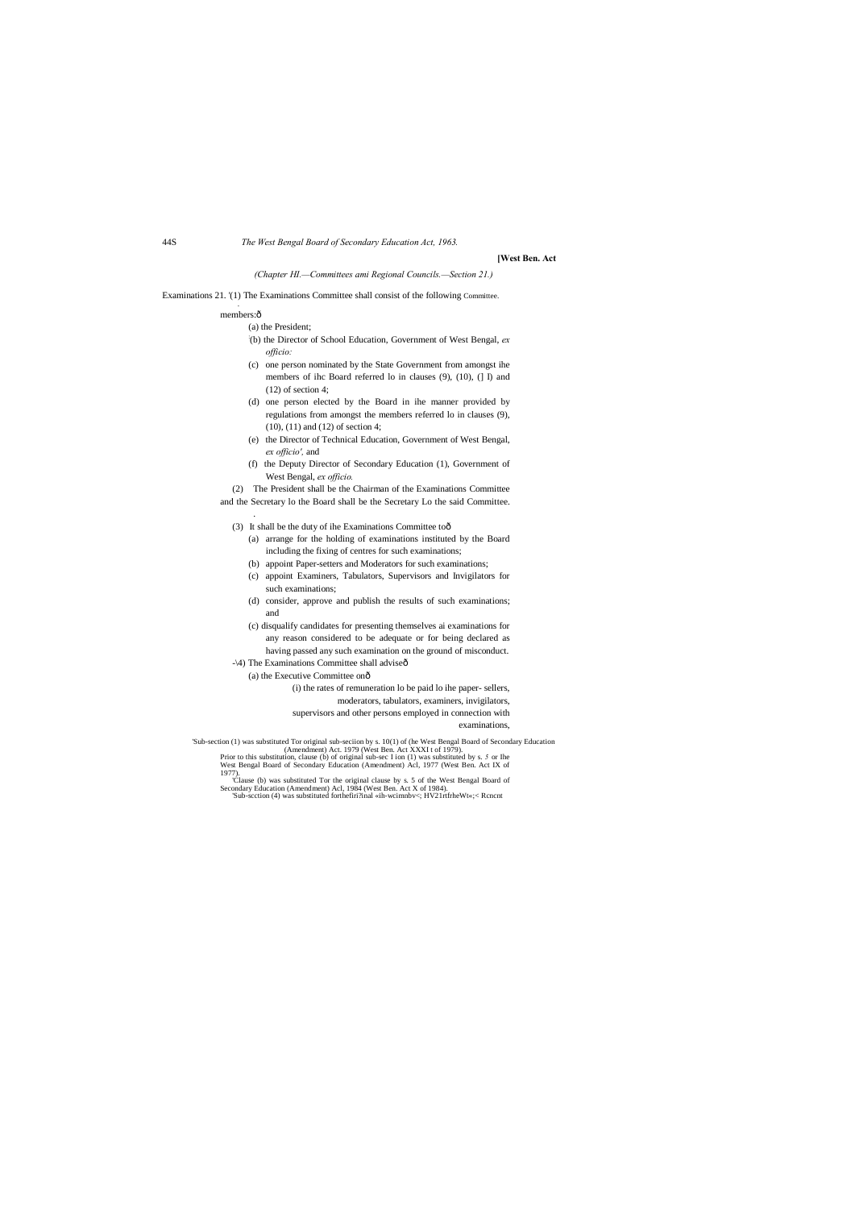(Chapter III.—Committees ami Regional Councils.—Section 21.)

Examinations Committee.

21. '(1) The Examinations Committee shall consist of the following members:—

(a) the President;

'(b) the Director of School Education, Government of West Bengal, *ex officio:*

(c) one person nominated by the State Government from amongst ihe members of ihc Board referred lo in clauses (9), (10), (] I) and (12) of section 4;

(d) one person elected by the Board in ihe manner provided by regulations from amongst the members referred lo in clauses (9), (10), (11) and (12) of section 4;

(e) the Director of Technical Education, Government of West Bengal, *ex officio',* and

(f) the Deputy Director of Secondary Education (1), Government of West Bengal, *ex officio.*

(2) The President shall be the Chairman of the Examinations Committee and the Secretary lo the Board shall be the Secretary Lo the said Committee.

(3) It shall be the duty of ihe Examinations Committee to—

(a) arrange for the holding of examinations instituted by the Board including the fixing of centres for such examinations;

(b) appoint Paper-setters and Moderators for such examinations;

(c) appoint Examiners, Tabulators, Supervisors and Invigilators for such examinations;

(d) consider, approve and publish the results of such examinations; and

(c) disqualify candidates for presenting themselves ai examinations for any reason considered to be adequate or for being declared as having passed any such examination on the ground of misconduct.

-\4) The Examinations Committee shall advise—

(a) the Executive Committee on—

(i) the rates of remuneration lo be paid lo ihe paper- sellers, moderators, tabulators, examiners, invigilators, supervisors and other persons employed in connection with examinations,

'Sub-section (1) was substituted Tor original sub-seciion by s. 10(1) of (he West Bengal Board of Secondary Education (Amendment) Act. 1979 (West Ben. Act XXXI t of 1979).

Prior to this substitution, clause (b) of original sub-sec I ion (1) was substituted by s. 5 or Ihe West Bengal Board of Secondary Education (Amendment) Acl, 1977 (West Ben. Act IX of 1977).

'Clause (b) was substituted Tor the original clause by s. 5 of the West Bengal Board of Secondary Education (Amendment) Acl, 1984 (West Ben. Act X of 1984).

'Sub-scction (4) was substituted forthefiri?inal «ih-wcimnbv<; HV21rtfrheWt«;< Rcncnt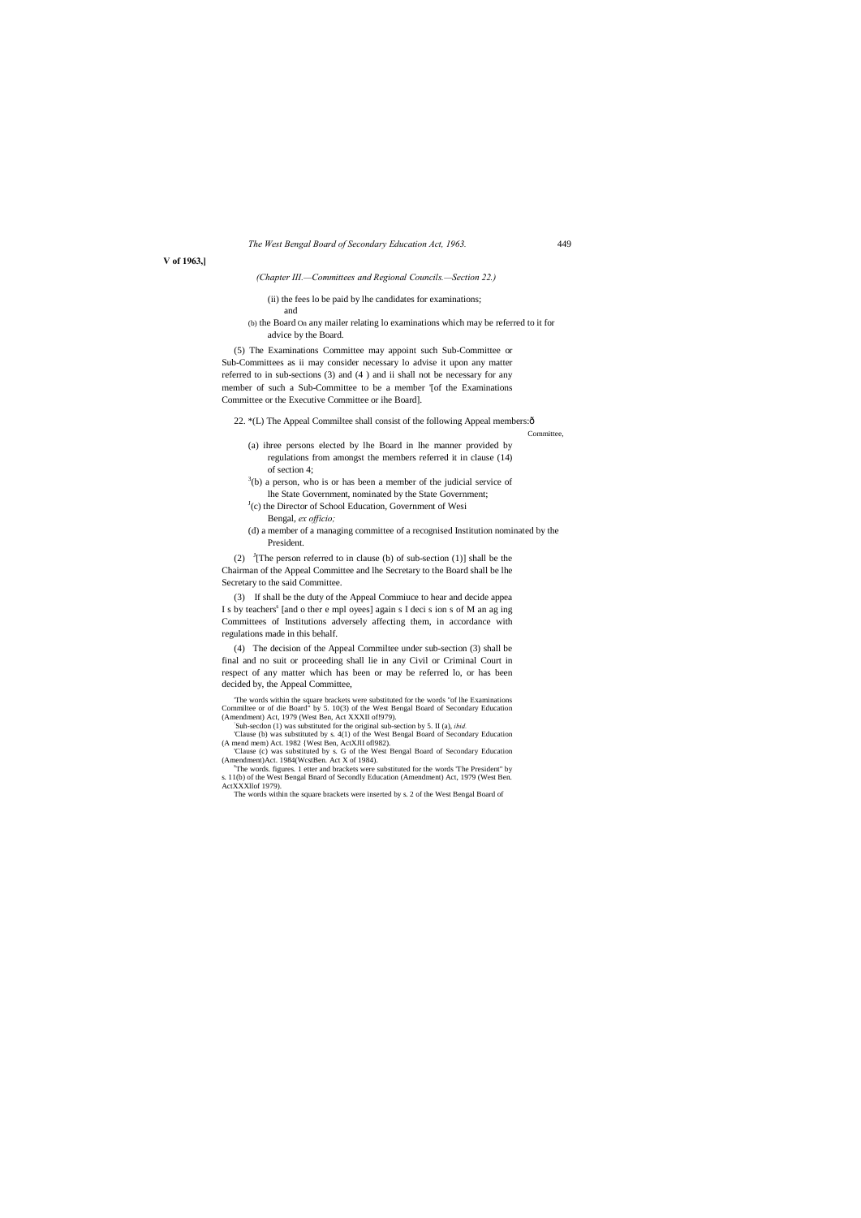**V of 1963,]**

*(Chapter III.—Committees and Regional Councils.—Section 22.)*

(ii) the fees lo be paid by lhe candidates for examinations;
and

(b) the Board On any mailer relating lo examinations which may be referred to it for advice by the Board.

(5) The Examinations Committee may appoint such Sub-Committee or Sub-Committees as ii may consider necessary lo advise it upon any matter referred to in sub-sections (3) and (4 ) and ii shall not be necessary for any member of such a Sub-Committee to be a member '[of the Examinations Committee or the Executive Committee or ihe Board].

22. *(L) The Appeal Commiltee shall consist of the following Appeal members:ô

Committee,

(a) ihree persons elected by lhe Board in lhe manner provided by regulations from amongst the members referred it in clause (14) of section 4;

[3](b) a person, who is or has been a member of the judicial service of lhe State Government, nominated by the State Government;

[J](c) the Director of School Education, Government of Wesi Bengal, *ex officio;*

(d) a member of a managing committee of a recognised Institution nominated by the President.

(2) [J][The person referred to in clause (b) of sub-section (1)] shall be the Chairman of the Appeal Committee and lhe Secretary to the Board shall be lhe Secretary to the said Committee.

(3) If shall be the duty of the Appeal Commiuce to hear and decide appea I s by teachers[s] [and o ther e mpl oyees] again s I deci s ion s of M an ag ing Committees of Institutions adversely affecting them, in accordance with regulations made in this behalf.

(4) The decision of the Appeal Commiltee under sub-section (3) shall be final and no suit or proceeding shall lie in any Civil or Criminal Court in respect of any matter which has been or may be referred lo, or has been decided by, the Appeal Committee,

'The words within the square brackets were substituted for the words "of lhe Examinations Commiltee or of die Board" by 5. 10(3) of the West Bengal Board of Secondary Education (Amendment) Act, 1979 (West Ben, Act XXXII of!979).

'Suh-secdon (1) was substituted for the original sub-section by 5. II (a), *ibid.*

'Clause (b) was substituted by s. 4(1) of the West Bengal Board of Secondary Education (A mend mem) Act. 1982 {West Ben, ActXJlI ofl982).

'Clause (c) was substituted by s. G of the West Bengal Board of Secondary Education (Amendment)Act. 1984(WcstBen. Act X of 1984).

[b]The words. figures. 1 etter and brackets were substituted for the words 'The President" by s. 11(b) of the West Bengal Bnard of Secondly Education (Amendment) Act, 1979 (West Ben. ActXXXllof 1979).

The words within the square brackets were inserted by s. 2 of the West Bengal Board of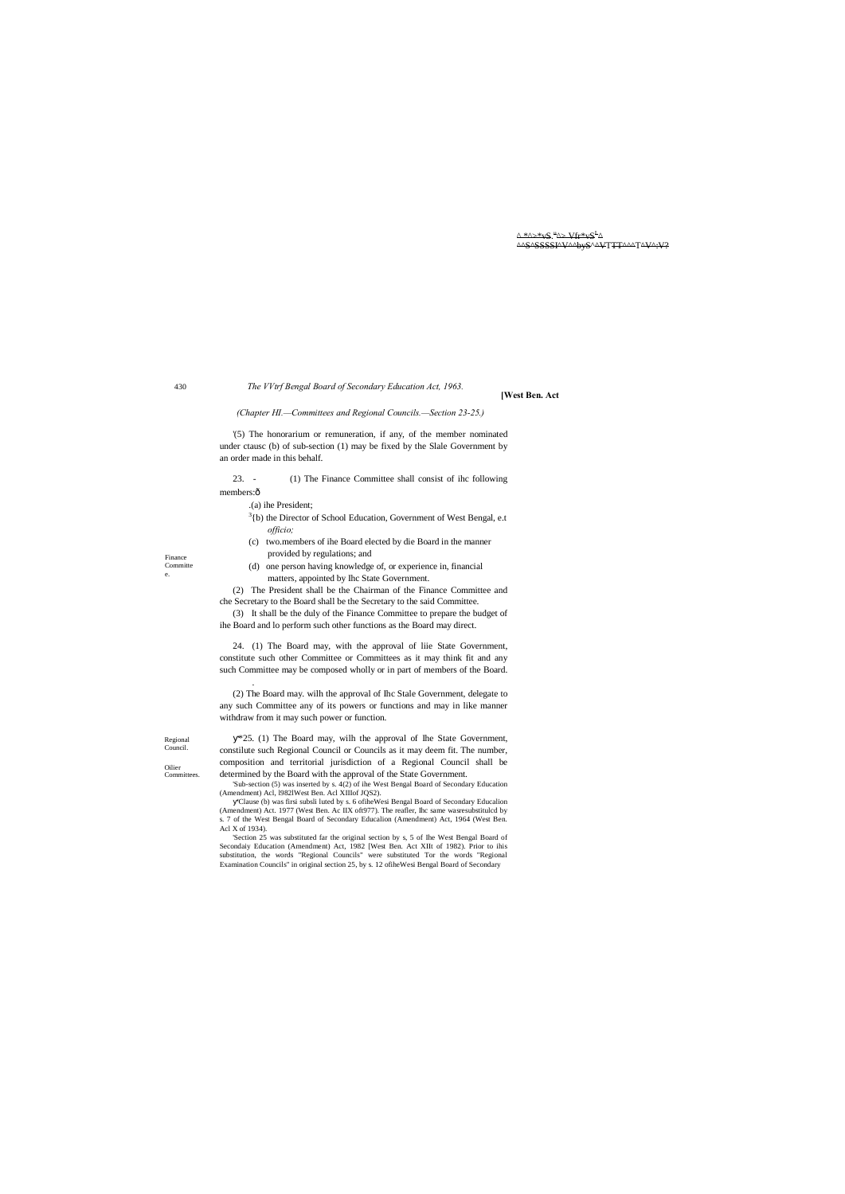(Chapter III.—Committees and Regional Councils.—Section 23-25.)

'(5) The honorarium or remuneration, if any, of the member nominated under ctausc (b) of sub-section (1) may be fixed by the Slale Government by an order made in this behalf.

Finance Committee.

23. - (1) The Finance Committee shall consist of ihc following members:ð

.(a) ihe President;

[3](b) the Director of School Education, Government of West Bengal, e.t *officio;*

(c) two.members of ihe Board elected by die Board in the manner provided by regulations; and

(d) one person having knowledge of, or experience in, financial matters, appointed by Ihc State Government.

(2) The President shall be the Chairman of the Finance Committee and che Secretary to the Board shall be the Secretary to the said Committee.

(3) It shall be the duly of the Finance Committee to prepare the budget of ihe Board and lo perform such other functions as the Board may direct.

Oilier Committees.

24. (1) The Board may, with the approval of liie State Government, constitute such other Committee or Committees as it may think fit and any such Committee may be composed wholly or in part of members of the Board.

(2) The Board may. wilh the approval of Ihc Stale Government, delegate to any such Committee any of its powers or functions and may in like manner withdraw from it may such power or function.

Regional Council.

*25. (1) The Board may, wilh the approval of Ihe State Government, constilute such Regional Council or Councils as it may deem fit. The number, composition and territorial jurisdiction of a Regional Council shall be determined by the Board with the approval of the State Government.

'Sub-section (5) was inserted by s. 4(2) of ihe West Bengal Board of Secondary Education (Amendment) Acl, l982lWest Ben. Acl XIIIof JQS2).

Clause (b) was firsi subsli luted by s. 6 ofiheWesi Bengal Board of Secondary Educalion (Amendment) Act. 1977 (West Ben. Ac IIX oft977). The reafler, Ihc same wasresubstitulcd by s. 7 of the West Bengal Board of Secondary Educalion (Amendment) Act, 1964 (West Ben. Acl X of 1934).

'Section 25 was substituted far the original section by s, 5 of Ihe West Bengal Board of Secondaiy Education (Amendment) Act, 1982 [West Ben. Act XIIt of 1982). Prior to ihis substitution, the words "Regional Councils" were substituted Tor the words "Regional Examination Councils" in original section 25, by s. 12 ofiheWesi Bengal Board of Secondary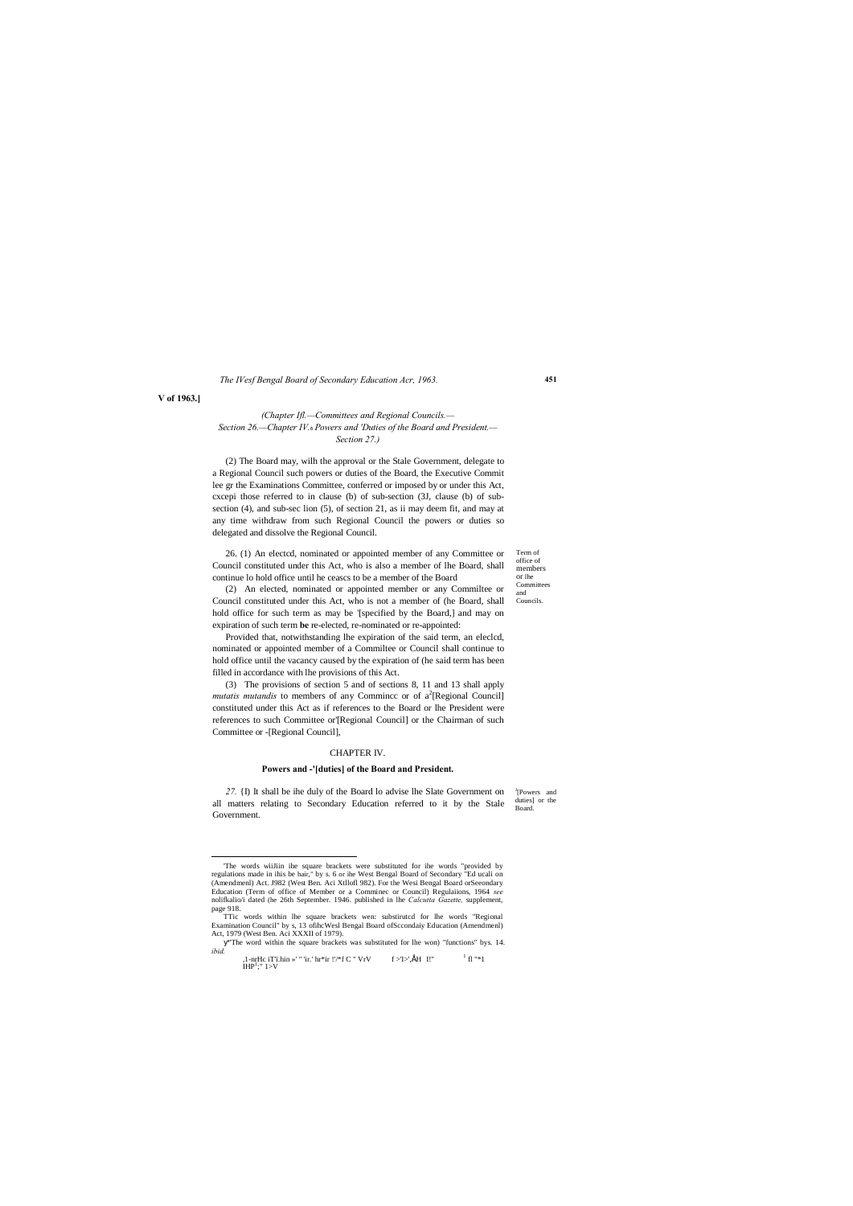V of 1963.]

*(Chapter Ifl.—Committees and Regional Councils.—Section 26.—Chapter IV.—Powers and 'Duties of the Board and President.—Section 27.)*

(2) The Board may, wilh the approval or the Stale Government, delegate to a Regional Council such powers or duties of the Board, the Executive Commit lee gr the Examinations Committee, conferred or imposed by or under this Act, cxcepi those referred to in clause (b) of sub-section (3J, clause (b) of sub-section (4), and sub-sec lion (5), of section 21, as ii may deem fit, and may at any time withdraw from such Regional Council the powers or duties so delegated and dissolve the Regional Council.

Term of office of members or lhe Committees and Councils.

26. (1) An electcd, nominated or appointed member of any Committee or Council constituted under this Act, who is also a member of lhe Board, shall continue lo hold office until he ceascs to be a member of the Board

(2) An elected, nominated or appointed member or any Commiltee or Council constituted under this Act, who is not a member of (he Board, shall hold office for such term as may be '[specified by the Board,] and may on expiration of such term **be** re-elected, re-nominated or re-appointed:

Provided that, notwithstanding lhe expiration of the said term, an eleclcd, nominated or appointed member of a Commiltee or Council shall continue to hold office until the vacancy caused by the expiration of (he said term has been filled in accordance with lhe provisions of this Act.

(3) The provisions of section 5 and of sections 8, 11 and 13 shall apply *mutatis mutandis* to members of any Commincc or of a[2][Regional Council] constituted under this Act as if references to the Board or lhe President were references to such Committee or'[Regional Council] or the Chairman of such Committee or -[Regional Council],

## CHAPTER IV.

### Powers and -'[duties] of the Board and President.

[3][Powers and duties] or the Board.

*27.* {I) It shall be ihe duly of the Board lo advise lhe Slate Government on all matters relating to Secondary Education referred to it by the Stale Government.

---

'The words wiiJiin ihe square brackets were substituted for ihe words "provided by regulations made in ihis be hair," by s. 6 or ihe West Bengal Board of Secondary "Ed ucali on (Amendmenl) Act. J982 (West Ben. Aci Xtllofl 982). For the Wesi Bengal Board orSeeondary Education (Term of office of Member or a Comminec or Council) Regulaiions, 1964 *see* nolifkalio/i dated (he 26th September. 1946. published in lhe *Calcutta Gazette,* supplement, page 918.

TTic words within lhe square brackets wen: substirutcd for lhe words "Regional Examination Council" by s, 13 ofihcWesl Bengal Board ofSccondaiy Education (Amendmenl) Act, 1979 (West Ben. Aci XXXII of 1979).

[3]The word within the square brackets was substituted for lhe won) "functions" bys. 14. *ibid.*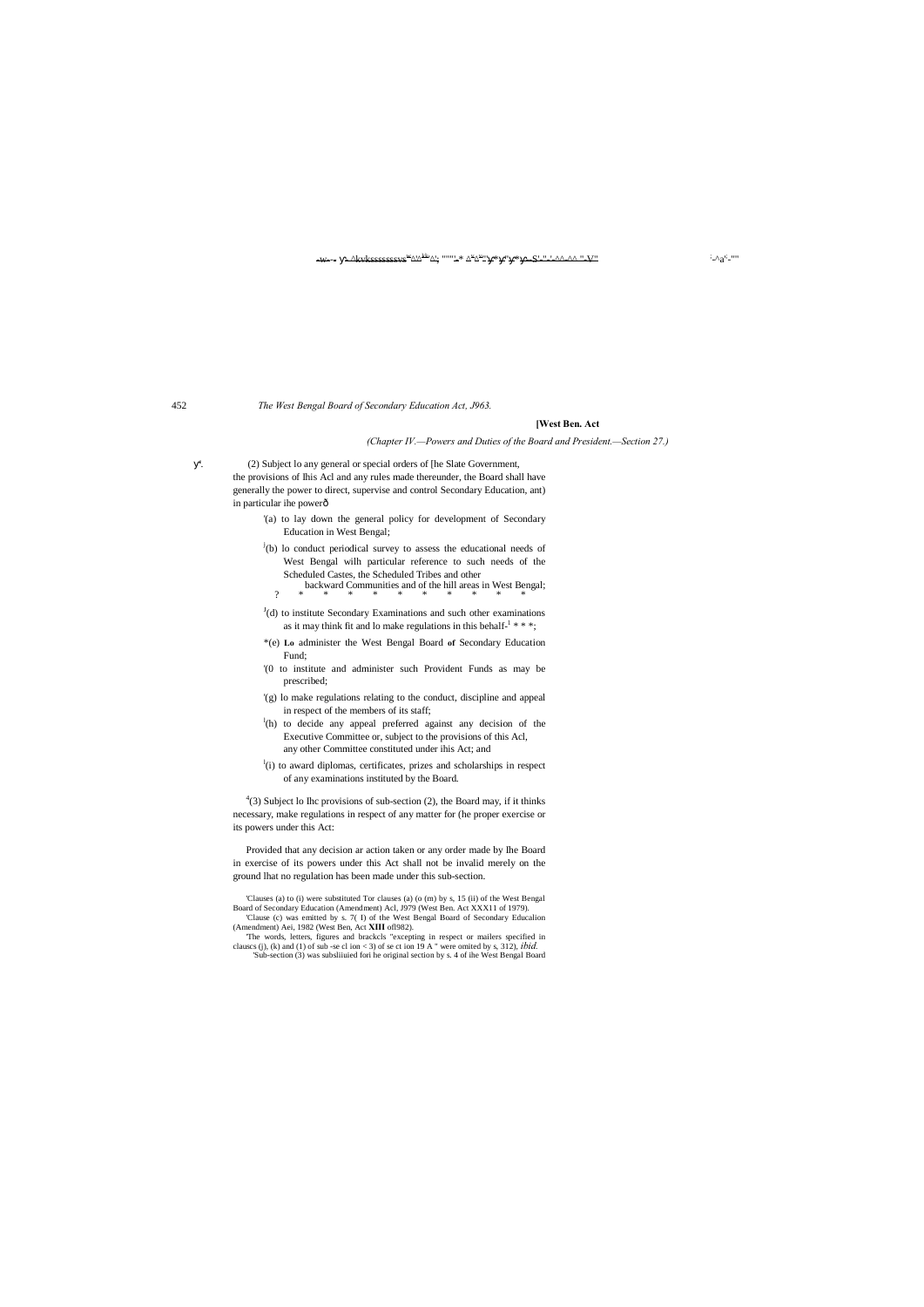[West Ben. Act

*(Chapter IV.—Powers and Duties of the Board and President.—Section 27.)*

(2) Subject lo any general or special orders of [he Slate Government, the provisions of Ihis Acl and any rules made thereunder, the Board shall have generally the power to direct, supervise and control Secondary Education, ant) in particular ihe powerō

'(a) to lay down the general policy for development of Secondary Education in West Bengal;

[1](b) lo conduct periodical survey to assess the educational needs of West Bengal wilh particular reference to such needs of the Scheduled Castes, the Scheduled Tribes and other backward Communities and of the hill areas in West Bengal;

? * * * * * * * * * *

[J](d) to institute Secondary Examinations and such other examinations as it may think fit and lo make regulations in this behalf-[1] * * *;

*(e) **Lo** administer the West Bengal Board **of** Secondary Education Fund;

'(0 to institute and administer such Provident Funds as may be prescribed;

'(g) lo make regulations relating to the conduct, discipline and appeal in respect of the members of its staff;

[1](h) to decide any appeal preferred against any decision of the Executive Committee or, subject to the provisions of this Acl, any other Committee constituted under ihis Act; and

[1](i) to award diplomas, certificates, prizes and scholarships in respect of any examinations instituted by the Board.

[4](3) Subject lo Ihc provisions of sub-section (2), the Board may, if it thinks necessary, make regulations in respect of any matter for (he proper exercise or its powers under this Act:

Provided that any decision ar action taken or any order made by Ihe Board in exercise of its powers under this Act shall not be invalid merely on the ground lhat no regulation has been made under this sub-section.

'Clauses (a) to (i) were substituted Tor clauses (a) (o (m) by s, 15 (ii) of the West Bengal Board of Secondary Education (Amendment) Acl, J979 (West Ben. Act XXX11 of 1979).

'Clause (c) was emitted by s. 7( I) of the West Bengal Board of Secondary Educalion (Amendment) Aei, 1982 (West Ben, Act **XIII** ofl982).

'The words, letters, figures and brackcls "excepting in respect or mailers specified in clauscs (j), (k) and (1) of sub -se cl ion < 3) of se ct ion 19 A " were omited by s, 312), *ibid.*

'Sub-section (3) was subsliiuied fori he original section by s. 4 of ihe West Bengal Board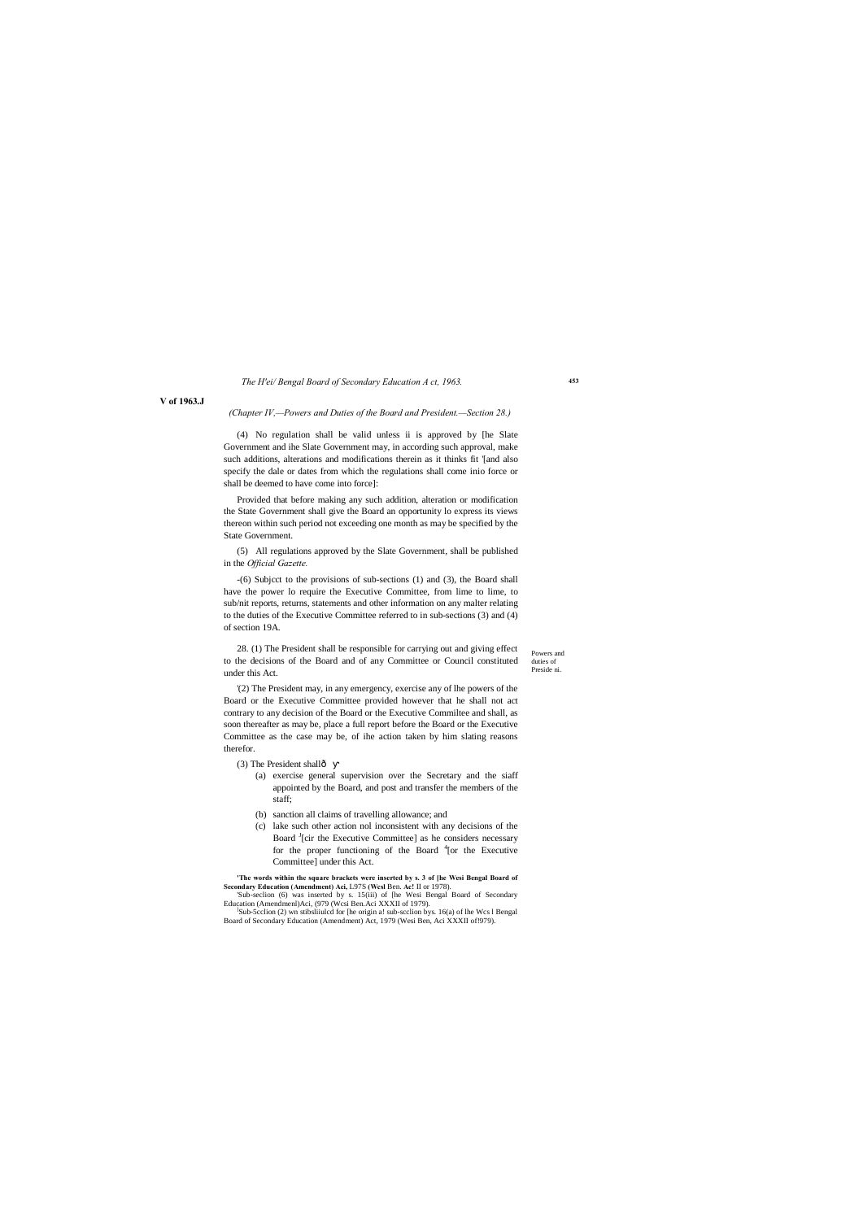*(Chapter IV,—Powers and Duties of the Board and President.—Section 28.)*

(4) No regulation shall be valid unless ii is approved by [he Slate Government and ihe Slate Government may, in according such approval, make such additions, alterations and modifications therein as it thinks fit '[and also specify the dale or dates from which the regulations shall come inio force or shall be deemed to have come into force]:

Provided that before making any such addition, alteration or modification the State Government shall give the Board an opportunity lo express its views thereon within such period not exceeding one month as may be specified by the State Government.

(5) All regulations approved by the Slate Government, shall be published in the *Official Gazette.*

-(6) Subjcct to the provisions of sub-sections (1) and (3), the Board shall have the power lo require the Executive Committee, from lime to lime, to sub/nit reports, returns, statements and other information on any malter relating to the duties of the Executive Committee referred to in sub-sections (3) and (4) of section 19A.

Powers and duties of Preside ni.

28. (1) The President shall be responsible for carrying out and giving effect to the decisions of the Board and of any Committee or Council constituted under this Act.

'(2) The President may, in any emergency, exercise any of lhe powers of the Board or the Executive Committee provided however that he shall not act contrary to any decision of the Board or the Executive Commiltee and shall, as soon thereafter as may be, place a full report before the Board or the Executive Committee as the case may be, of ihe action taken by him slating reasons therefor.

(3) The President shall—

(a) exercise general supervision over the Secretary and the siaff appointed by the Board, and post and transfer the members of the staff;

(b) sanction all claims of travelling allowance; and

(c) lake such other action nol inconsistent with any decisions of the Board [3][cir the Executive Committee] as he considers necessary for the proper functioning of the Board [4][or the Executive Committee] under this Act.

**'The words within the square brackets were inserted by s. 3 of [he Wesi Bengal Board of Secondary Education (Amendment) Aci,** L97S **(Wesl** Ben. **Ac!** II or 1978).

'Sub-seclion (6) was inserted by s. 15(iii) of [he Wesi Bengal Board of Secondary Education (Amendmenl)Aci, (979 (Wcsi Ben.Aci XXXII of 1979).

[l]Sub-5cclion (2) wn stibsliiulcd for [he origin a! sub-scclion bys. 16(a) of lhe Wcs l Bengal Board of Secondary Education (Amendment) Act, 1979 (Wesi Ben, Aci XXXII of!979).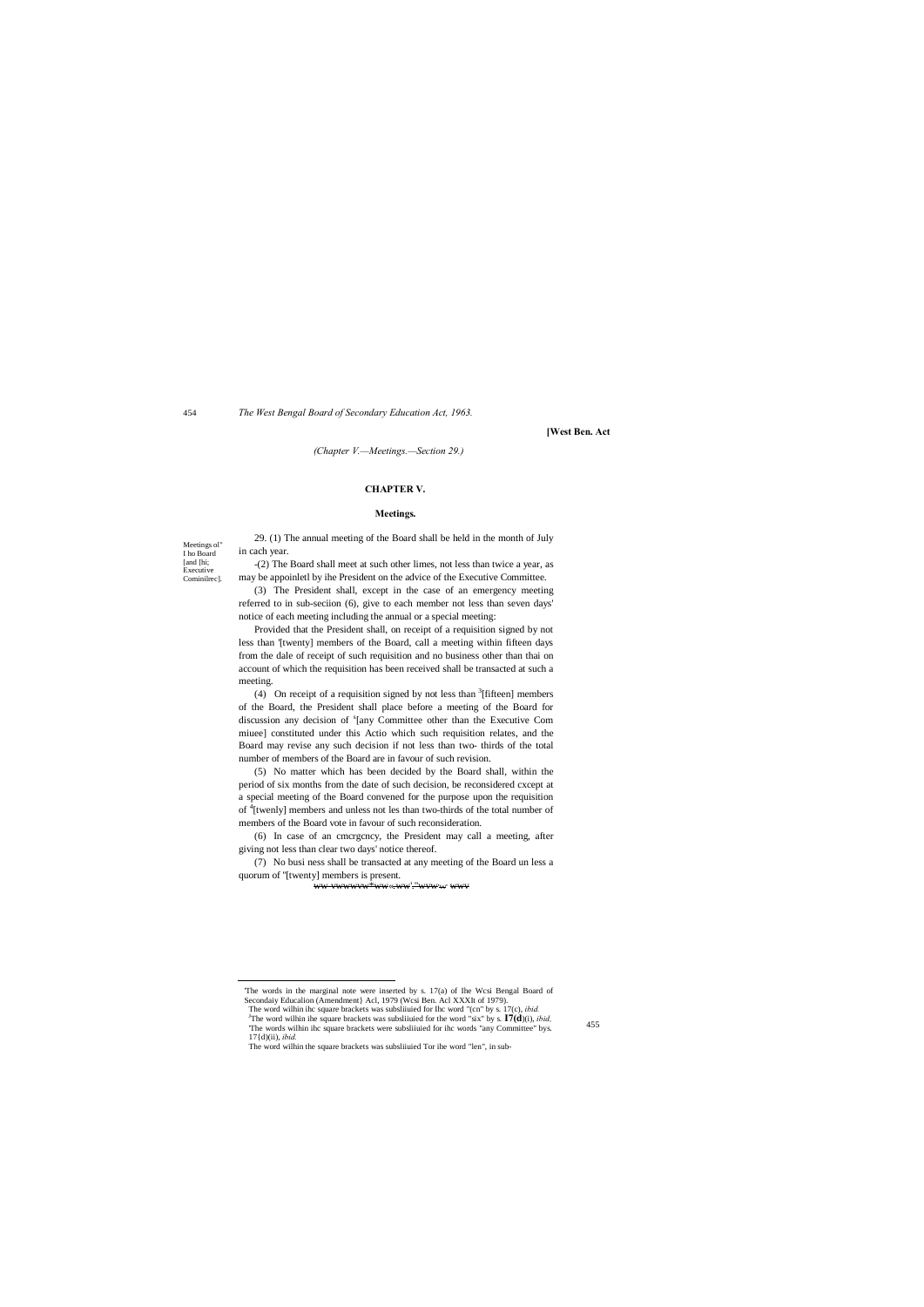(Chapter V.—Meetings.—Section 29.)

## CHAPTER V.

### Meetings.

Meetings ol" I ho Board [and [hi; Executive Cominilrec].

29. (1) The annual meeting of the Board shall be held in the month of July in cach year.

-(2) The Board shall meet at such other limes, not less than twice a year, as may be appoinletl by ihe President on the advice of the Executive Committee.

(3) The President shall, except in the case of an emergency meeting referred to in sub-seciion (6), give to each member not less than seven days' notice of each meeting including the annual or a special meeting:

Provided that the President shall, on receipt of a requisition signed by not less than '[twenty] members of the Board, call a meeting within fifteen days from the dale of receipt of such requisition and no business other than thai on account of which the requisition has been received shall be transacted at such a meeting.

(4) On receipt of a requisition signed by not less than [3][fifteen] members of the Board, the President shall place before a meeting of the Board for discussion any decision of [s][any Committee other than the Executive Com miuee] constituted under this Actio which such requisition relates, and the Board may revise any such decision if not less than two- thirds of the total number of members of the Board are in favour of such revision.

(5) No matter which has been decided by the Board shall, within the period of six months from the date of such decision, be reconsidered cxcept at a special meeting of the Board convened for the purpose upon the requisition of [4][twenly] members and unless not les than two-thirds of the total number of members of the Board vote in favour of such reconsideration.

(6) In case of an cmcrgcncy, the President may call a meeting, after giving not less than clear two days' notice thereof.

(7) No busi ness shall be transacted at any meeting of the Board un less a quorum of "[twenty] members is present.

'The words in the marginal note were inserted by s. 17(a) of Ihe Wcsi Bengal Board of Secondaiy Educalion (Amendment} Acl, 1979 (Wcsi Ben. Acl XXXIt of 1979).
The word wilhin ihc square brackets was subsliiuied for Ihc word "(cn" by s. 17(c), *ibid.*
[3]The word wilhin ihe square brackets was subsliiuied for the word "six" by s. **17(d)**(i), *ibid.*
'The words wilhin ihc square brackets were subsliiuied for ihc words "any Committee" bys. 17{d)(ii), *ibid.*
The word wilhin the square brackets was subsliiuied Tor ihe word "len", in sub-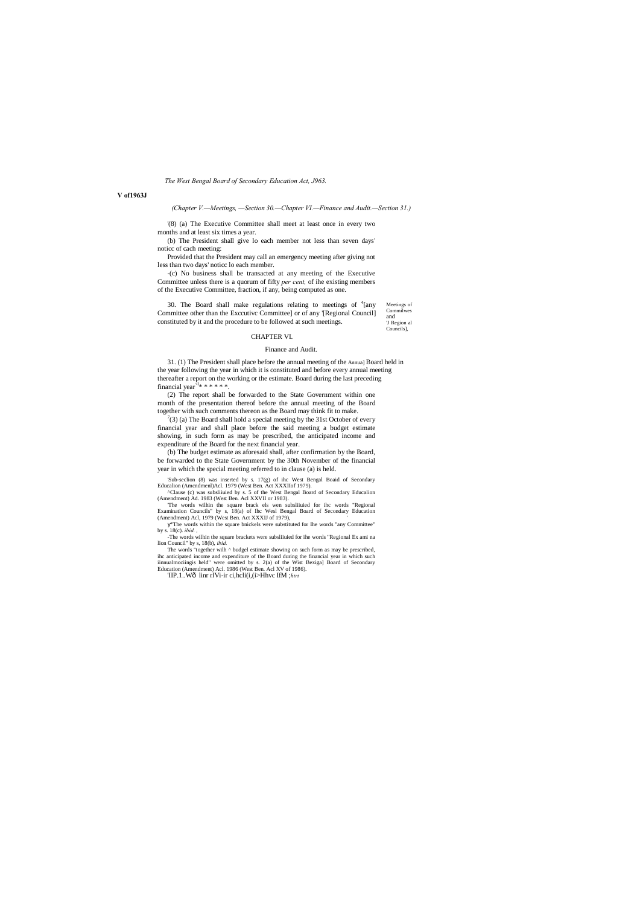(Chapter V.—Meetings, —Section 30.—Chapter VI.—Finance and Audit.—Section 31.)

'(8) (a) The Executive Committee shall meet at least once in every two months and at least six times a year.

(b) The President shall give lo each member not less than seven days' noticc of cach meeting:

Provided that the President may call an emergency meeting after giving not less than two days' noticc lo each member.

-(c) No business shall be transacted at any meeting of the Executive Committee unless there is a quorum of fifty *per cent,* of ihe existing members of the Executive Committee, fraction, if any, being computed as one.

Meetings of Commilwes and 'J Region al Councils],

30. The Board shall make regulations relating to meetings of [4][any Committee other than the Exccutivc Committee] or of any '[Regional Council] constituted by it and the procedure to be followed at such meetings.

## CHAPTER VI.

### Finance and Audit.

31. (1) The President shall place before the annual meeting of the Annua] Board held in the year following the year in which it is constituted and before every annual meeting thereafter a report on the working or the estimate. Board during the last preceding financial year [6]* * * * * *.

(2) The report shall be forwarded to the State Government within one month of the presentation thereof before the annual meeting of the Board together with such comments thereon as the Board may think fit to make.

[7](3) (a) The Board shall hold a special meeting by the 31st October of every financial year and shall place before the said meeting a budget estimate showing, in such form as may be prescribed, the anticipated income and expenditure of the Board for the next financial year.

(b) The budget estimate as aforesaid shall, after confirmation by the Board, be forwarded to the State Government by the 30th November of the financial year in which the special meeting referred to in clause (a) is held.

'Sub-seclion (8) was inserted by s. 17(g) of ihc West Bengal Boaid of Secondary Educalion (Amcndmenl)Acl. 1979 (West Ben. Act XXXIIof 1979).

^Clause (c) was subsliiuied by s. 5 of the West Bengal Board of Secondary Educalion (Amendment) Ad. 1983 (West Ben. Acl XXVII or 1983).

'The words wilhin the square brack els wen subsliiuied for ihc words "Regional Examination Councils" by s, 18(a) of Ihc Wesl Bengal Board of Secondary Education (Amendment) Acl, 1979 (West Ben. Act XXXIJ of 1979),

ү"The words within the square bnickels were substituted for Ihe words "any Committee" by s. 18(c). *ibid.* .

-The words wilhin the square brackets were subsliiuied for ihe words "Regional Ex ami na lion Council" by s, 18(b), *ibid.*

The words "together wilh ^ budgel estimate showing on such form as may be prescribed, ihc anticipated income and expenditure of the Board during the financial year in which such iinnualmociingis held" were omitted by s. 2(a) of the Wist Bexiga] Board of Secondary Education (Amendment) Acl. 1986 (West Ben. Acl XV of 1986).

'IIP.1..Wð linr rlVi-ir ci,hcli(i,(i>Hhvc IfM ;*hiri*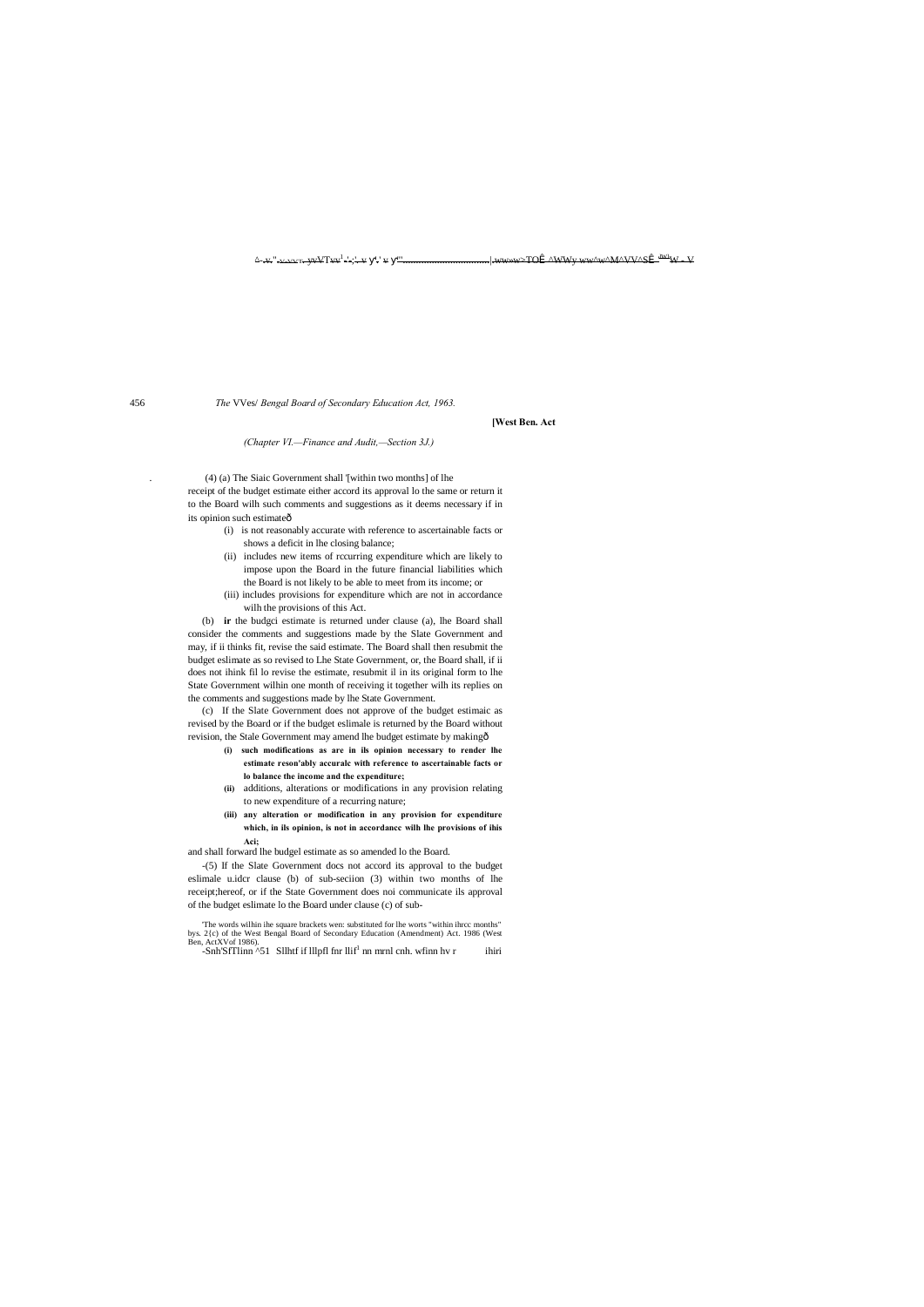*(Chapter VI.—Finance and Audit,—Section 3J.)*

(4) (a) The Siaic Government shall '[within two months] of lhe receipt of the budget estimate either accord its approval lo the same or return it to the Board wilh such comments and suggestions as it deems necessary if in its opinion such estimateð

(i) is not reasonably accurate with reference to ascertainable facts or shows a deficit in lhe closing balance;

(ii) includes new items of rccurring expenditure which are likely to impose upon the Board in the future financial liabilities which the Board is not likely to be able to meet from its income; or

(iii) includes provisions for expenditure which are not in accordance wilh the provisions of this Act.

(b) **ir** the budgci estimate is returned under clause (a), lhe Board shall consider the comments and suggestions made by the Slate Government and may, if ii thinks fit, revise the said estimate. The Board shall then resubmit the budget eslimate as so revised to Lhe State Government, or, the Board shall, if ii does not ihink fil lo revise the estimate, resubmit il in its original form to lhe State Government wilhin one month of receiving it together wilh its replies on the comments and suggestions made by lhe State Government.

(c) If the Slate Government does not approve of the budget estimaic as revised by the Board or if the budget eslimale is returned by the Board without revision, the Stale Government may amend lhe budget estimate by makingð

**(i) such modifications as are in ils opinion necessary to render lhe estimate reson'ably accuralc with reference to ascertainable facts or lo balance the income and the expenditure;**

**(ii)** additions, alterations or modifications in any provision relating to new expenditure of a recurring nature;

**(iii) any alteration or modification in any provision for expenditure which, in ils opinion, is not in accordance wilh lhe provisions of ihis Aci;**

and shall forward lhe budgel estimate as so amended lo the Board.

-(5) If the Slate Government docs not accord its approval to the budget eslimale u.idcr clause (b) of sub-seciion (3) within two months of lhe receipt;hereof, or if the State Government does noi communicate ils approval of the budget eslimate lo the Board under clause (c) of sub-

'The words wilhin ihe square brackets wen: substituted for lhe worts "within ihrcc months" bys. 2{c) of the West Bengal Board of Secondary Education (Amendment) Act. 1986 (West Ben, ActXVof 1986).

-Snh'SfTlinn ^51 Sllhtf if lllpfl fnr llif[1] nn mrnl cnh. wfinn hv r ihiri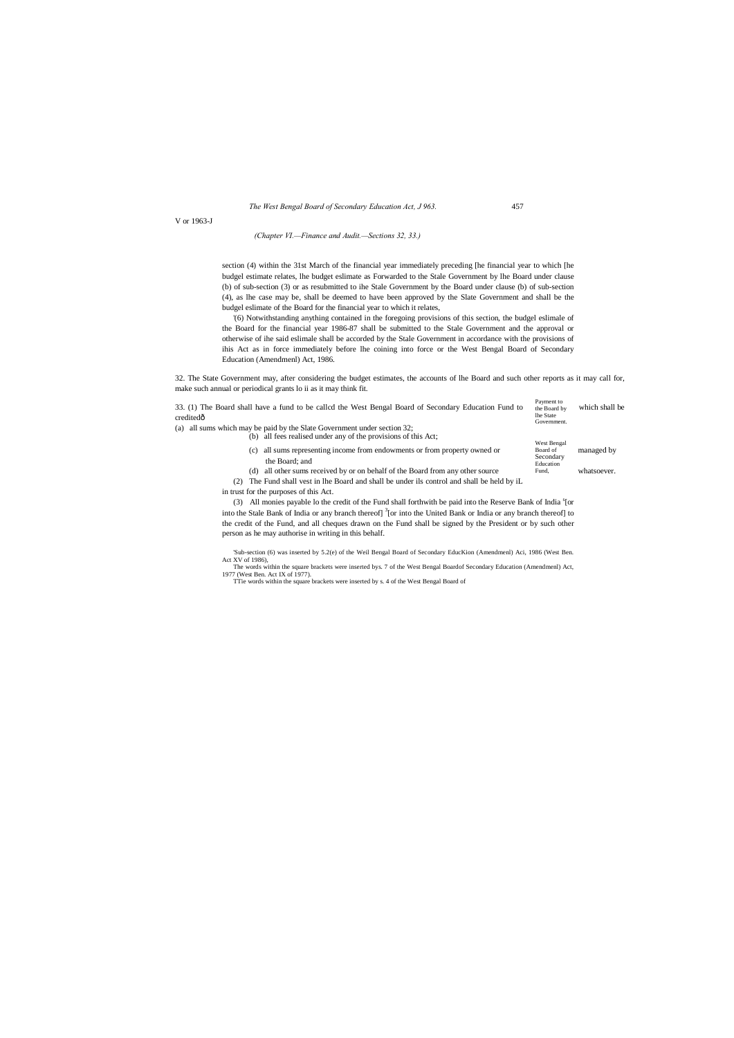V or 1963-J

*(Chapter VI.—Finance and Audit.—Sections 32, 33.)*

section (4) within the 31st March of the financial year immediately preceding [he financial year to which [he budgel estimate relates, lhe budget eslimate as Forwarded to the Stale Government by lhe Board under clause (b) of sub-section (3) or as resubmitted to ihe Stale Government by the Board under clause (b) of sub-section (4), as lhe case may be, shall be deemed to have been approved by the Slate Government and shall be the budgel eslimate of the Board for the financial year to which it relates,

'(6) Notwithstanding anything contained in the foregoing provisions of this section, the budgel eslimale of the Board for the financial year 1986-87 shall be submitted to the Stale Government and the approval or otherwise of ihe said eslimale shall be accorded by the Stale Government in accordance with the provisions of ihis Act as in force immediately before lhe coining into force or the West Bengal Board of Secondary Education (Amendmenl) Act, 1986.

Payment to the Board by lhe State Government.

32. The State Government may, after considering the budget estimates, the accounts of lhe Board and such other reports as it may call for, make such annual or periodical grants lo ii as it may think fit.

West Bengal Board of Secondary Education Fund,

33. (1) The Board shall have a fund to be callcd the West Bengal Board of Secondary Education Fund to which shall be creditedô

(a) all sums which may be paid by the Slate Government under section 32;

(b) all fees realised under any of the provisions of this Act;

(c) all sums representing income from endowments or from property owned or managed by the Board; and

(d) all other sums received by or on behalf of the Board from any other source whatsoever.

(2) The Fund shall vest in lhe Board and shall be under ils control and shall be held by iL in trust for the purposes of this Act.

(3) All monies payable lo the credit of the Fund shall forthwith be paid into the Reserve Bank of India '[or into the Stale Bank of India or any branch thereof] [3][or into the United Bank or India or any branch thereof] to the credit of the Fund, and all cheques drawn on the Fund shall be signed by the President or by such other person as he may authorise in writing in this behalf.

'Sub-section (6) was inserted by 5.2(e) of the Weil Bengal Board of Secondary EducKion (Amendmenl) Aci, 1986 (West Ben. Act XV of 1986),

The words within the square brackets were inserted bys. 7 of the West Bengal Boardof Secondary Education (Amendmenl) Act, 1977 (West Ben. Act IX of 1977).

TTie words within the square brackets were inserted by s. 4 of the West Bengal Board of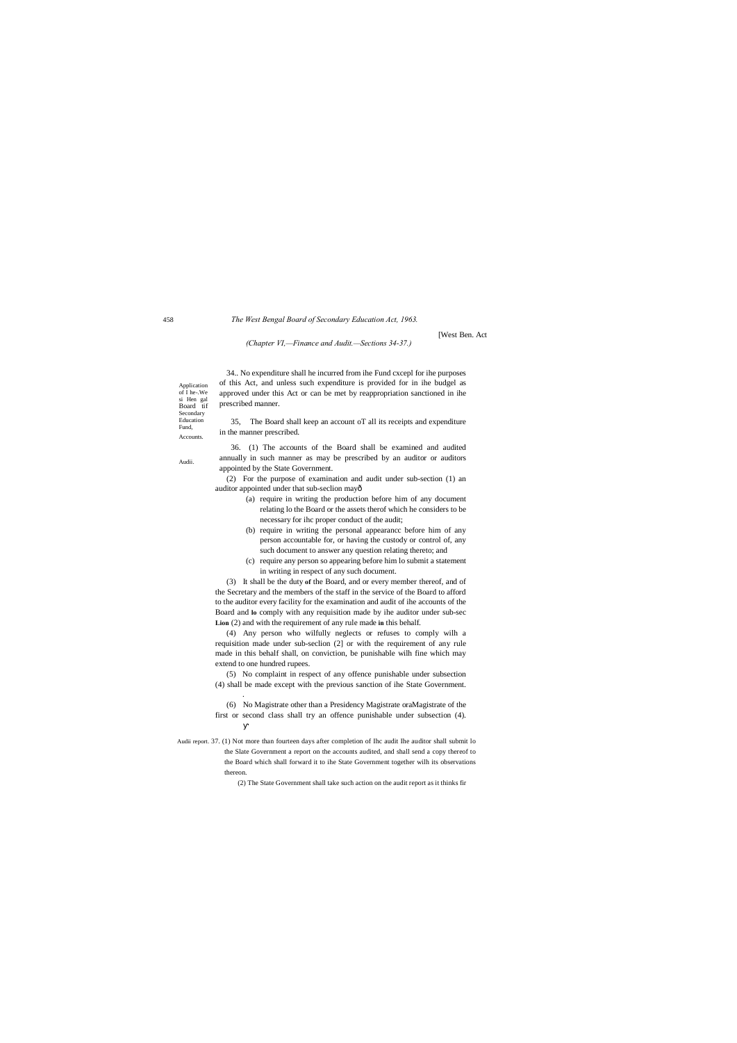[West Ben. Act

*(Chapter VI,—Finance and Audit.—Sections 34-37.)*

Application of I he-.We si Hen gal Board tif Secondary Education Fund,

34.. No expenditure shall he incurred from ihe Fund cxcepl for ihe purposes of this Act, and unless such expenditure is provided for in ihe budgel as approved under this Act or can be met by reappropriation sanctioned in ihe prescribed manner.

Accounts.

35, The Board shall keep an account oT all its receipts and expenditure in the manner prescribed.

Audii.

36. (1) The accounts of the Board shall be examined and audited annually in such manner as may be prescribed by an auditor or auditors appointed by the State Government.

(2) For the purpose of examination and audit under sub-section (1) an auditor appointed under that sub-seclion mayô

- (a) require in writing the production before him of any document relating lo the Board or the assets therof which he considers to be necessary for ihc proper conduct of the audit;
- (b) require in writing the personal appearancc before him of any person accountable for, or having the custody or control of, any such document to answer any question relating thereto; and
- (c) require any person so appearing before him lo submit a statement in writing in respect of any such document.

(3) It shall be the duty **of** the Board, and or every member thereof, and of the Secretary and the members of the staff in the service of the Board to afford to the auditor every facility for the examination and audit of ihe accounts of the Board and **lo** comply with any requisition made by ihe auditor under sub-sec **Lion** (2) and with the requirement of any rule made **in** this behalf.

(4) Any person who wilfully neglects or refuses to comply wilh a requisition made under sub-seclion (2] or with the requirement of any rule made in this behalf shall, on conviction, be punishable wilh fine which may extend to one hundred rupees.

(5) No complaint in respect of any offence punishable under subsection (4) shall be made except with the previous sanction of ihe State Government.

(6) No Magistrate other than a Presidency Magistrate oraMagistrate of the first or second class shall try an offence punishable under subsection (4).

Audii report. 37. (1) Not more than fourteen days after completion of Ihc audit Ihe auditor shall submit lo the Slate Government a report on the accounts audited, and shall send a copy thereof to the Board which shall forward it to ihe State Government together wilh its observations thereon.

(2) The State Government shall take such action on the audit report as it thinks fir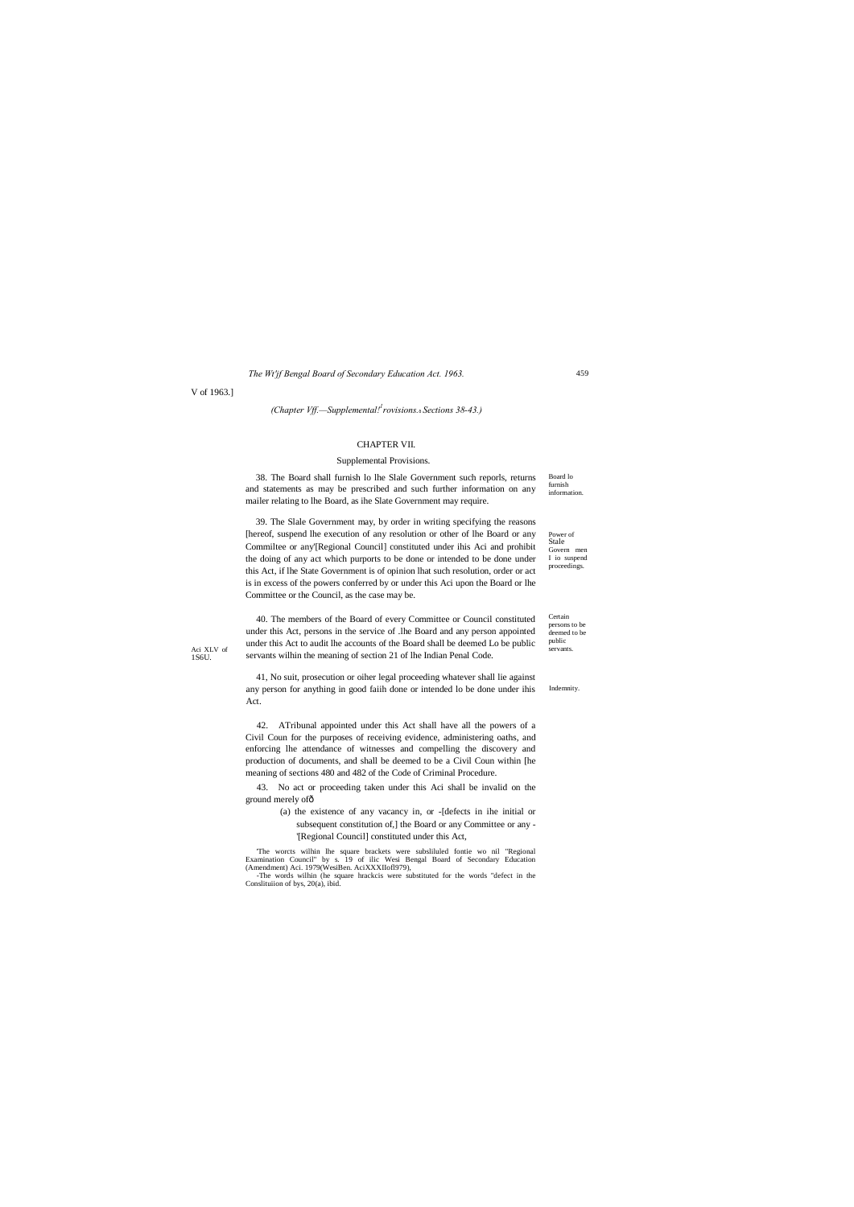V of 1963.]

*(Chapter Vff.—Supplemental![1]rovisions.ꜱ Sections 38-43.)*

## CHAPTER VII.

### Supplemental Provisions.

Board lo furnish information.

38. The Board shall furnish lo lhe Slale Government such reporls, returns and statements as may be prescribed and such further information on any mailer relating to lhe Board, as ihe Slate Government may require.

Power of Stale Govern men I io suspend proceedings.

39. The Slale Government may, by order in writing specifying the reasons [hereof, suspend lhe execution of any resolution or other of lhe Board or any Commiltee or any'[Regional Council] constituted under ihis Aci and prohibit the doing of any act which purports to be done or intended to be done under this Act, if lhe State Government is of opinion lhat such resolution, order or act is in excess of the powers conferred by or under this Aci upon the Board or lhe Committee or the Council, as the case may be.

Certain persons to be deemed to be public servants.

Aci XLV of 1S6U.

40. The members of the Board of every Committee or Council constituted under this Act, persons in the service of .lhe Board and any person appointed under this Act to audit lhe accounts of the Board shall be deemed Lo be public servants wilhin the meaning of section 21 of lhe Indian Penal Code.

Indemnity.

41, No suit, prosecution or oiher legal proceeding whatever shall lie against any person for anything in good faiih done or intended lo be done under ihis Act.

42. ATribunal appointed under this Act shall have all the powers of a Civil Coun for the purposes of receiving evidence, administering oaths, and enforcing lhe attendance of witnesses and compelling the discovery and production of documents, and shall be deemed to be a Civil Coun within [he meaning of sections 480 and 482 of the Code of Criminal Procedure.

43. No act or proceeding taken under this Aci shall be invalid on the ground merely ofð

(a) the existence of any vacancy in, or -[defects in ihe initial or subsequent constitution of,] the Board or any Committee or any -'[Regional Council] constituted under this Act,

'The worcts wilhin lhe square brackets were subsliluled fontie wo nil "Regional Examination Council" by s. 19 of ilic Wesi Bengal Board of Secondary Education (Amendment) Aci. 1979(WesiBen. AciXXXIIofl979),

-The words wilhin (he square hrackcis were substituted for the words "defect in the Conslituiion of bys, 20(a), ibid.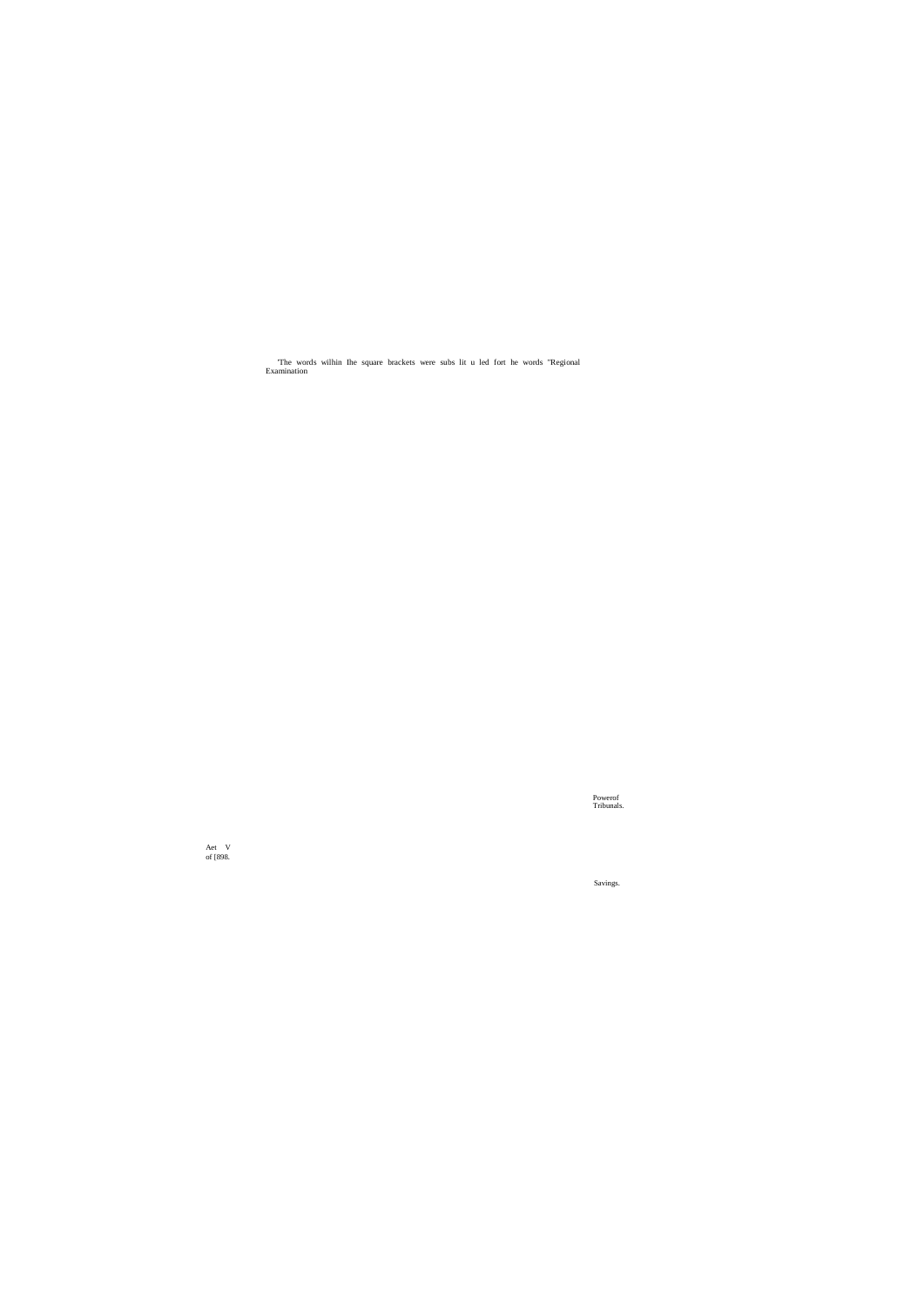'The words wilhin Ihe square brackets were subs lit u led fort he words "Regional Examination

Powerof Tribunals.

Aet V of [898.

Savings.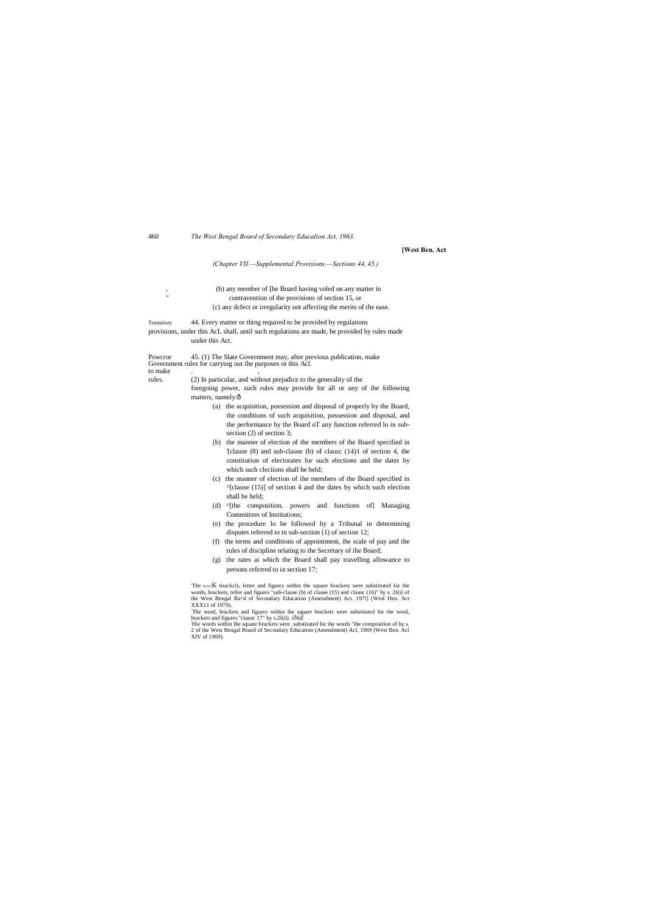(Chapter VII.—Supplemental Provisions.—Sections 44, 45.)

(b) any member of [he Board having voled on any matter in contravention of the provisions of section 15, or

(c) any dcfect or irregularity not affecting the merits of the ease.

Transitory provisions.

44. Every matter or thing required to be provided by regulations under this AcL shall, until such regulations are made, be provided by rules made under this Act.

Powcror Government to make rules.

45. (1) The Slate Government may, after previous publication, make rules for carrying out ihe purposes or this Acl.

(2) In particular, and without prejudice to the generality of the foregoing power, such rules may provide for all or any of ihe following matters, namely:—

(a) the acquisition, possession and disposal of properly by the Board, the conditions of such acquisition, possession and disposal, and the performance by the Board oT any function referred lo in sub-section (2) of section 3;

(b) the manner of election of the members of the Board specified in '[clause (8) and sub-clause (b) of clausc (14)1 of section 4, the constitution of electorates for such elections and the dates by which such cleciions shall be held;

(c) the manner of election of ihe members of the Board specified in ^[clause (15)] of section 4 and the dates by which such election shall be held;

(d) ^[the composition, powers and functions of] Managing Committees of Institutions;

(e) the procedure lo be followed by a Tribunal in determining disputes referred to in sub-section (1) of section 12;

(f) the terms and conditions of appointment, ihe scale of pay and the rules of discipline relating to the Secretary of ihe Board;

(g) the rates ai which the Board shall pay travelling allowance to persons referred to in section 17;

'The wordK tirackcls, letter and figures within the square brackets were substituted for the words, brackets, teller and figures "sub-clause (b) of clause (15) and clausc (16)" by s. 2J(i) of the West Bengal Ba^d of Secondary Education (Amendment) Act. 197!) (Wesl Hen. Act XXX11 of 1979).

The word, brackets and figures within ihe square brackets were substituted for the word, brackets and figures "clausc 17" by s.2l(ii). *ibid.*

'Hie words within Ihe square brackets were .substituted for the words "the composition of by s. 2 of the West Bengal Board of Secondary Education (Amendment) Acl, 1969 (West Ben. Acl XIV of 1969).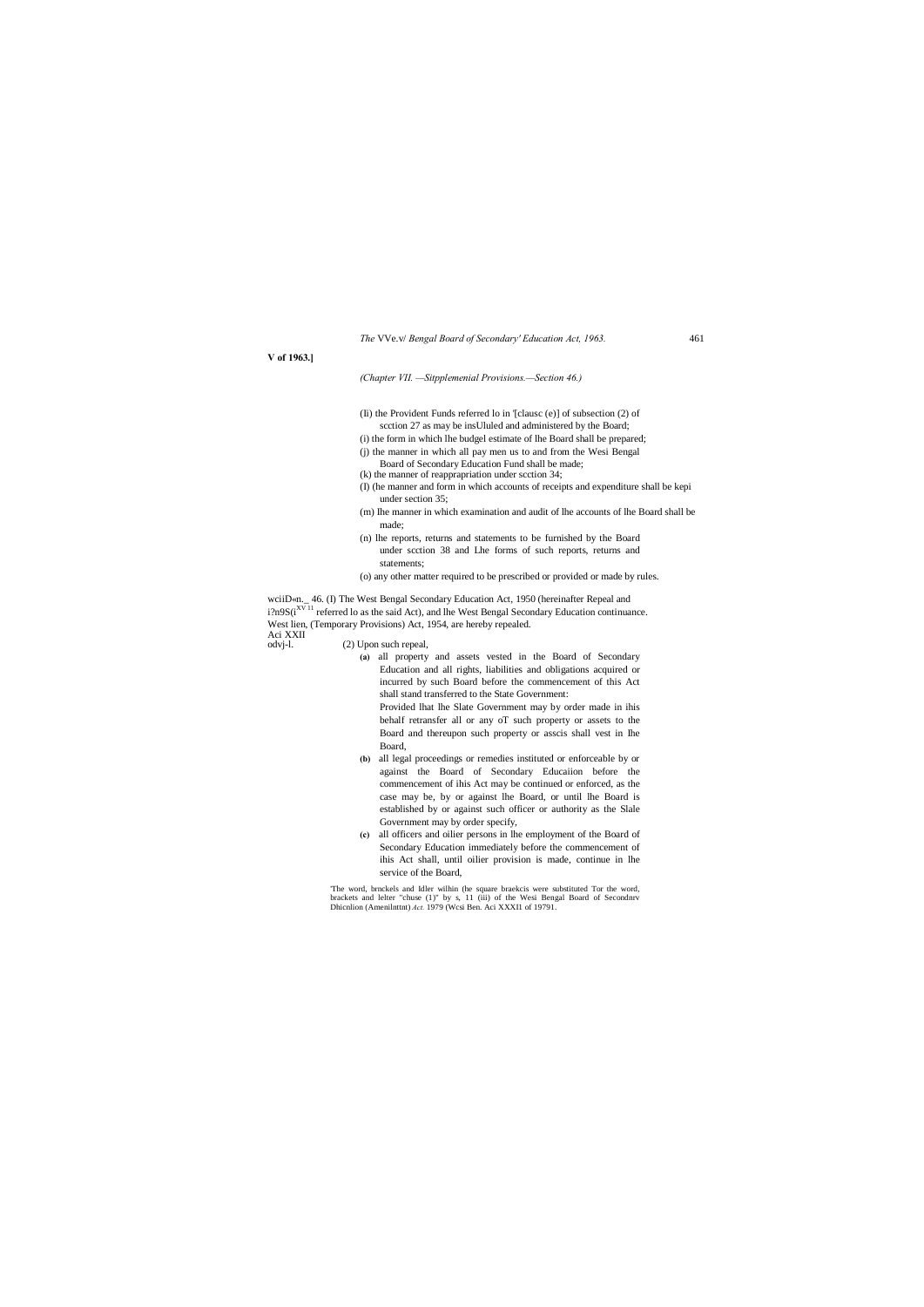**V of 1963.]**

*(Chapter VII. —Sitpplemenial Provisions.—Section 46.)*

(Ii) the Provident Funds referred lo in '[clausc (e)] of subsection (2) of scction 27 as may be insUluled and administered by the Board;

(i) the form in which lhe budgel estimate of lhe Board shall be prepared;

(j) the manner in which all pay men us to and from the Wesi Bengal Board of Secondary Education Fund shall be made;

(k) the manner of reapprapriation under scction 34;

(l) (he manner and form in which accounts of receipts and expenditure shall be kepi under section 35;

(m) Ihe manner in which examination and audit of lhe accounts of lhe Board shall be made;

(n) lhe reports, returns and statements to be furnished by the Board under scction 38 and Lhe forms of such reports, returns and statements;

(o) any other matter required to be prescribed or provided or made by rules.

wciiD«n._ 46. (I) The West Bengal Secondary Education Act, 1950 (hereinafter Repeal and i?n9S(i[XV 11] referred lo as the said Act), and lhe West Bengal Secondary Education continuance. West lien, (Temporary Provisions) Act, 1954, are hereby repealed.

Aci XXII odvj-l.

(2) Upon such repeal,

**(a)** all property and assets vested in the Board of Secondary Education and all rights, liabilities and obligations acquired or incurred by such Board before the commencement of this Act shall stand transferred to the State Government:

Provided lhat lhe Slate Government may by order made in ihis behalf retransfer all or any oT such property or assets to the Board and thereupon such property or asscis shall vest in Ihe Board,

**(b)** all legal proceedings or remedies instituted or enforceable by or against the Board of Secondary Educaiion before the commencement of ihis Act may be continued or enforced, as the case may be, by or against lhe Board, or until lhe Board is established by or against such officer or authority as the Slale Government may by order specify,

**(c)** all officers and oilier persons in lhe employment of the Board of Secondary Education immediately before the commencement of ihis Act shall, until oilier provision is made, continue in lhe service of the Board,

'The word, brnckels and Idler wilhin (he square braekcis were substituted Tor the word, brackets and lelter "chuse (1)" by s, 11 (iii) of the Wesi Bengal Board of Secondnrv Dhicnlion (Amenilnttnt) *Act.* 1979 (Wcsi Ben. Aci XXXI1 of 19791.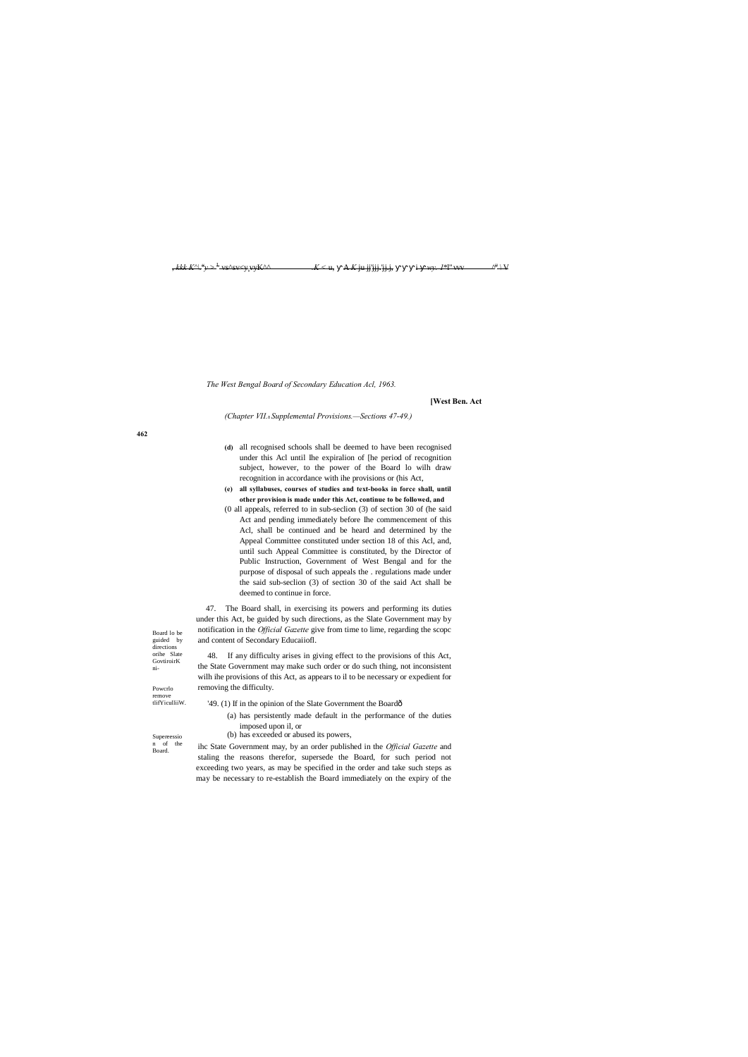*(Chapter VII.—Supplemental Provisions.—Sections 47-49.)*

(d) all recognised schools shall be deemed to have been recognised under this Acl until Ihe expiralion of [he period of recognition subject, however, to the power of the Board lo wilh draw recognition in accordance with ihe provisions or (his Act,

**(e) all syllabuses, courses of studies and text-books in force shall, until other provision is made under this Act, continue to be followed, and**

(0 all appeals, referred to in sub-seclion (3) of section 30 of (he said Act and pending immediately before Ihe commencement of this Acl, shall be continued and be heard and determined by the Appeal Committee constituted under section 18 of this Acl, and, until such Appeal Committee is constituted, by the Director of Public Instruction, Government of West Bengal and for the purpose of disposal of such appeals the . regulations made under the said sub-seclion (3) of section 30 of the said Act shall be deemed to continue in force.

Board lo be guided by directions orihe Slate GovtiroirKnt-

47. The Board shall, in exercising its powers and performing its duties under this Act, be guided by such directions, as the Slate Government may by notification in the *Official Gazette* give from time to lime, regarding the scopc and content of Secondary Educaiiofl.

Powcrlo remove tlifYiculliiW.

48. If any difficulty arises in giving effect to the provisions of this Act, the State Government may make such order or do such thing, not inconsistent wilh ihe provisions of this Act, as appears to il to be necessary or expedient for removing the difficulty.

Supereession of the Board.

'49. (1) If in the opinion of the Slate Government the Boardð

(a) has persistently made default in the performance of the duties imposed upon il, or

(b) has exceeded or abused its powers,

ihc State Government may, by an order published in the *Official Gazette* and staling the reasons therefor, supersede the Board, for such period not exceeding two years, as may be specified in the order and take such steps as may be necessary to re-establish the Board immediately on the expiry of the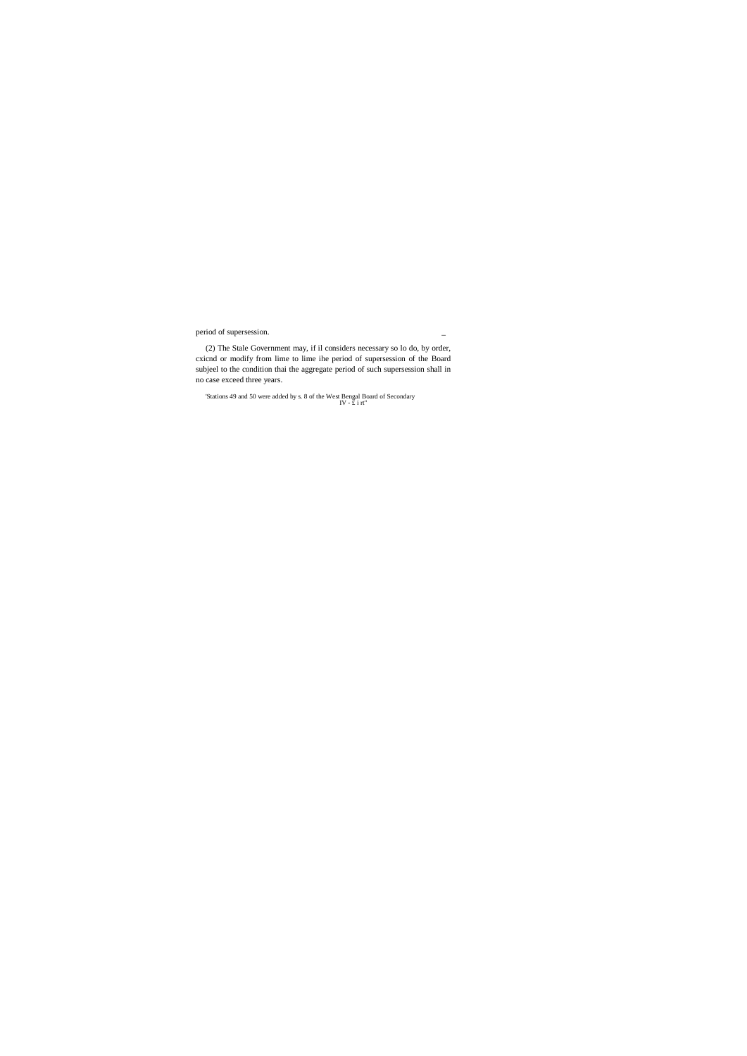period of supersession.

(2) The Stale Government may, if il considers necessary so lo do, by order, cxicnd or modify from lime to lime ihe period of supersession of the Board subjeel to the condition thai the aggregate period of such supersession shall in no case exceed three years.

'Stations 49 and 50 were added by s. 8 of the West Bengal Board of Secondary IV - £ i rt"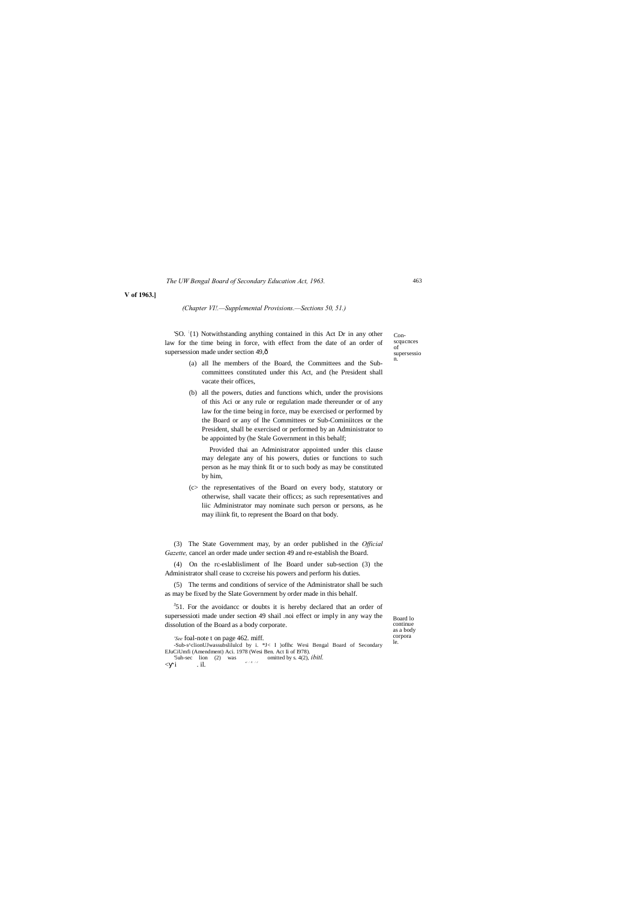V of 1963.]

*(Chapter VI!.—Supplemental Provisions.—Sections 50, 51.)*

Con-scqucnces of supersession.

'SO. [2](1) Notwithstanding anything contained in this Act Dr in any other law for the time being in force, with effect from the date of an order of supersession made under section 49,ð

(a) all lhe members of the Board, the Committees and the Sub-committees constituted under this Act, and (he President shall vacate their offices,

(b) all the powers, duties and functions which, under the provisions of this Aci or any rule or regulation made thereunder or of any law for the time being in force, may be exercised or performed by the Board or any of lhe Committees or Sub-Cominiitces or the President, shall be exercised or performed by an Administrator to be appointed by (he Stale Government in this behalf;

Provided thai an Administrator appointed under this clause may delegate any of his powers, duties or functions to such person as he may think fit or to such body as may be constituted by him,

(c> the representatives of the Board on every body, statutory or otherwise, shall vacate their officcs; as such representatives and liic Administrator may nominate such person or persons, as he may iliink fit, to represent the Board on that body.

(3) The State Government may, by an order published in the *Official Gazette,* cancel an order made under section 49 and re-establish the Board.

(4) On the rc-eslablisliment of lhe Board under sub-section (3) the Administrator shall cease to cxcreise his powers and perform his duties.

(5) The terms and conditions of service of the Administrator shall be such as may be fixed by the Slate Government by order made in this behalf.

Board lo continue as a body corporale.

[J]51. For the avoidancc or doubts it is hereby declared that an order of supersessioti made under section 49 shail .noi effect or imply in any way the dissolution of the Board as a body corporate.

*'See* foal-note t on page 462. miff.

-Sub-s^clionUJwassubslilulcd by i. *J< I )oflhc Wesi Bengal Board of Secondary EJuCiUmfi (Amendment) Aci. 1978 (Wesi Ben. Act li of I978).

'5uh-sec lion (2) was omitted by s. 4(2), *ibitl.*

<ƴ'i . il.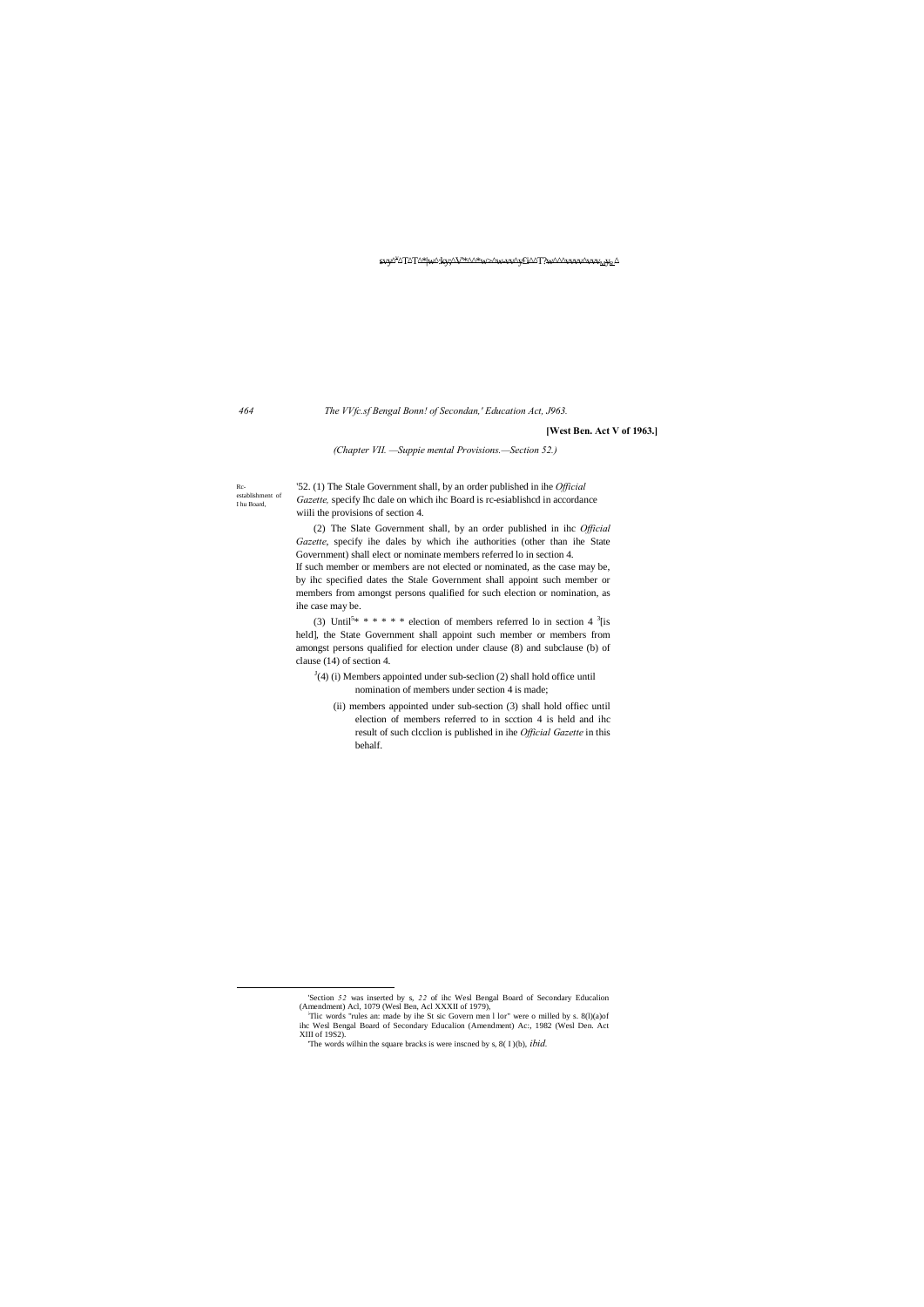[West Ben. Act V of 1963.]

*(Chapter VII. —Suppie mental Provisions.—Section 52.)*

Rc-establishment of I hu Board,

[1]52. (1) The Stale Government shall, by an order published in ihe *Official Gazette,* specify lhc dale on which ihc Board is rc-esiablishcd in accordance wiili the provisions of section 4.

(2) The Slate Government shall, by an order published in ihc *Official Gazette*, specify ihe dales by which ihe authorities (other than ihe State Government) shall elect or nominate members referred lo in section 4.

If such member or members are not elected or nominated, as the case may be, by ihc specified dates the Stale Government shall appoint such member or members from amongst persons qualified for such election or nomination, as ihe case may be.

(3) Until[2]* * * * * * election of members referred lo in section 4 [3][is held], the State Government shall appoint such member or members from amongst persons qualified for election under clause (8) and subclause (b) of clause (14) of section 4.

[3](4) (i) Members appointed under sub-seclion (2) shall hold office until nomination of members under section 4 is made;

(ii) members appointed under sub-section (3) shall hold offiec until election of members referred to in scction 4 is held and ihc result of such clcclion is published in ihe *Official Gazette* in this behalf.

---

[1]Section *52* was inserted by s, *22* of ihc Wesl Bengal Board of Secondary Educalion (Amendment) Acl, 1079 (Wesl Ben, Acl XXXII of 1979),

[2]Tlic words "rules an: made by ihe St sic Govern men l lor" were o milled by s. 8(l)(a)of ihc Wesl Bengal Board of Secondary Educalion (Amendment) Ac:, 1982 (Wesl Den. Act XIII of 19S2).

[3]The words wilhin the square bracks is were inscned by s, 8( I )(b), *ibid.*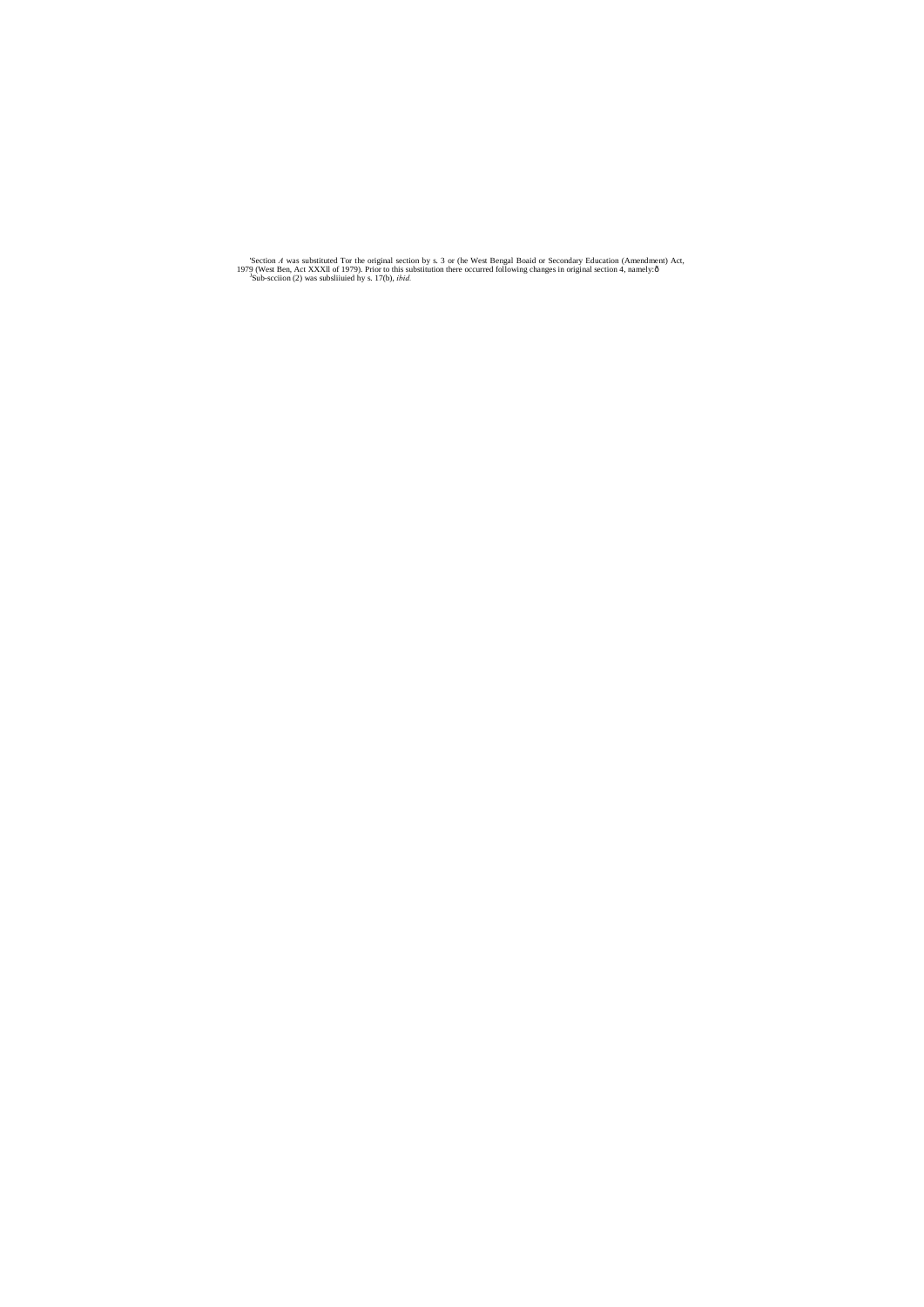'Section *A* was substituted Tor the original section by s. 3 or (he West Bengal Boaid or Secondary Education (Amendment) Act, 1979 (West Ben, Act XXXll of 1979). Prior to this substitution there occurred following changes in original section 4, namely:ô

[I]Sub-scciion (2) was subsliiuied hy s. 17(b), *ibid.*